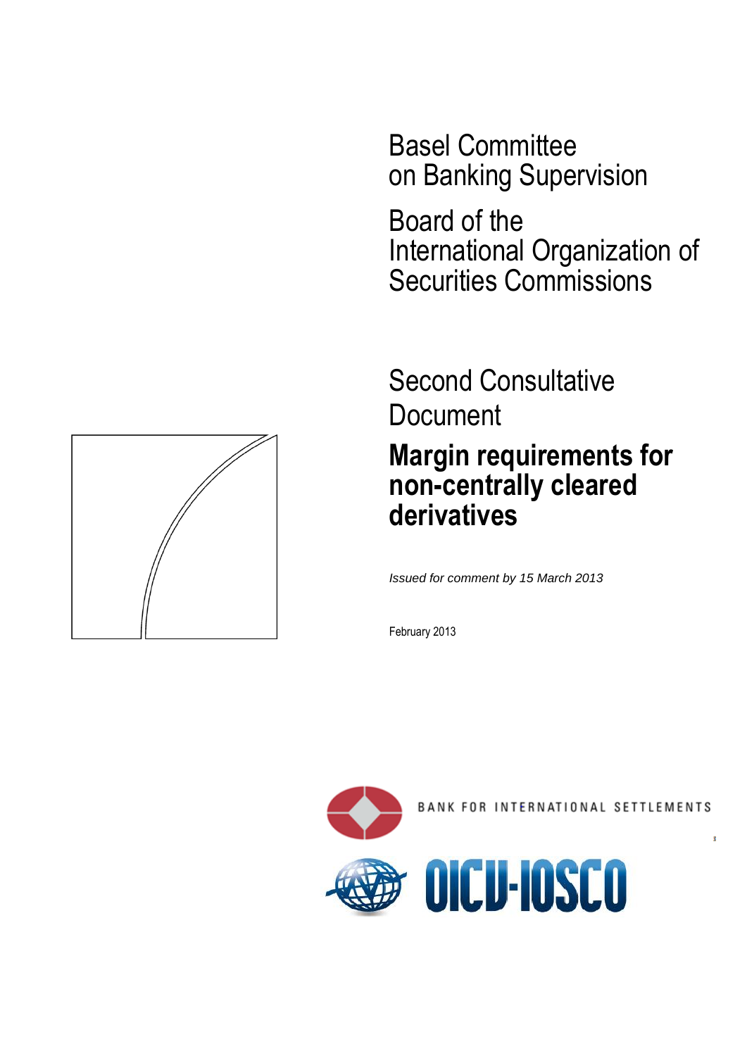Basel Committee
on Banking Supervision

Board of the
International Organization of
Securities Commissions

Second Consultative
Document

# Margin requirements for non-centrally cleared derivatives

*Issued for comment by 15 March 2013*

February 2013

BANK FOR INTERNATIONAL SETTLEMENTS

OICU-IOSCO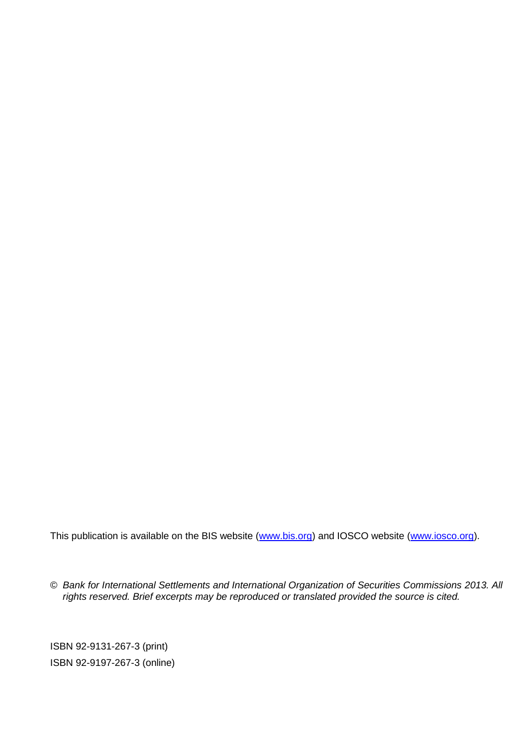This publication is available on the BIS website (www.bis.org) and IOSCO website (www.iosco.org).

© *Bank for International Settlements and International Organization of Securities Commissions 2013. All rights reserved. Brief excerpts may be reproduced or translated provided the source is cited.*

ISBN 92-9131-267-3 (print)

ISBN 92-9197-267-3 (online)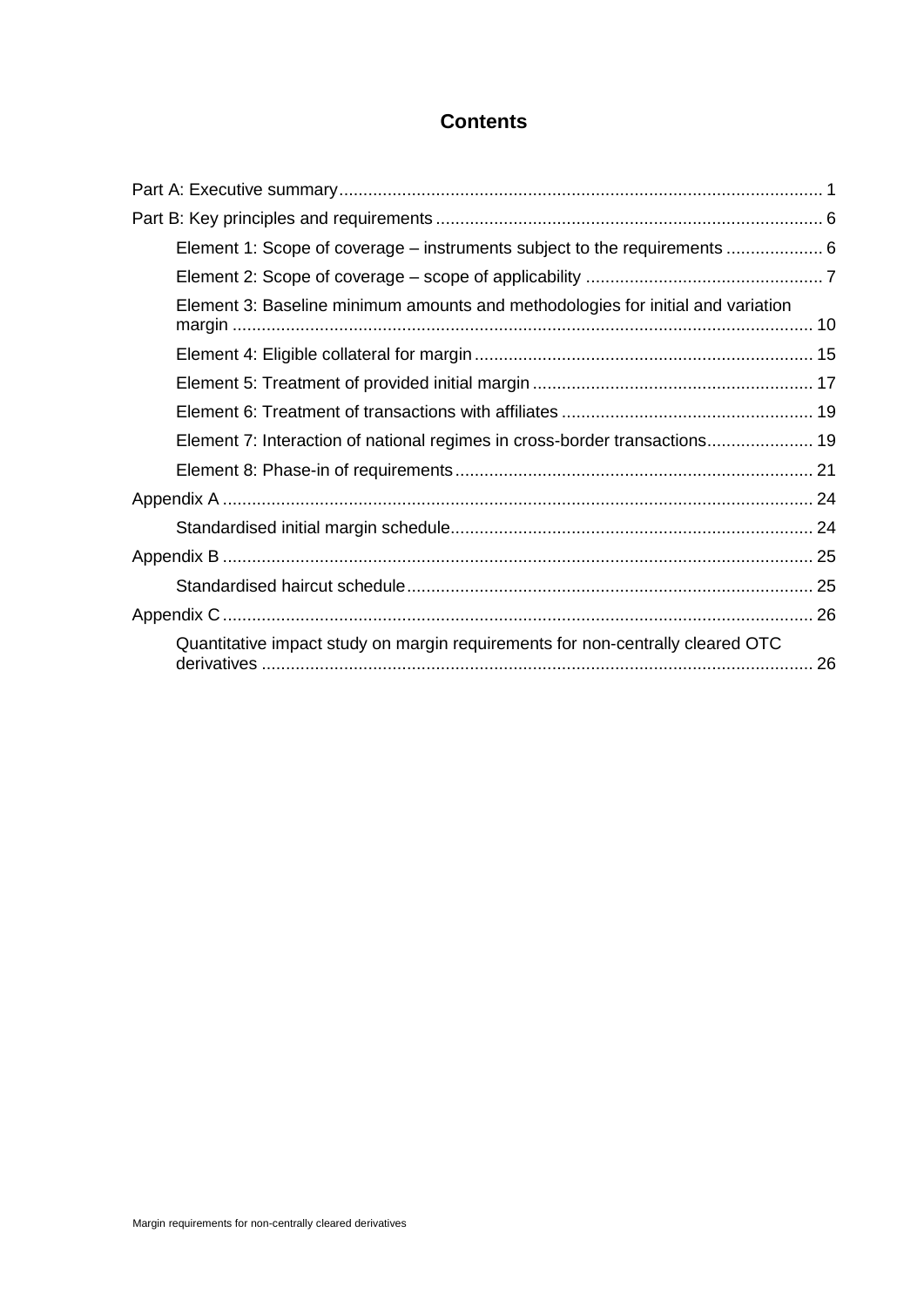## Contents

Part A: Executive summary ..... 1

Part B: Key principles and requirements ..... 6

- Element 1: Scope of coverage – instruments subject to the requirements ..... 6
- Element 2: Scope of coverage – scope of applicability ..... 7
- Element 3: Baseline minimum amounts and methodologies for initial and variation margin ..... 10
- Element 4: Eligible collateral for margin ..... 15
- Element 5: Treatment of provided initial margin ..... 17
- Element 6: Treatment of transactions with affiliates ..... 19
- Element 7: Interaction of national regimes in cross-border transactions ..... 19
- Element 8: Phase-in of requirements ..... 21

Appendix A ..... 24

- Standardised initial margin schedule ..... 24

Appendix B ..... 25

- Standardised haircut schedule ..... 25

Appendix C ..... 26

- Quantitative impact study on margin requirements for non-centrally cleared OTC derivatives ..... 26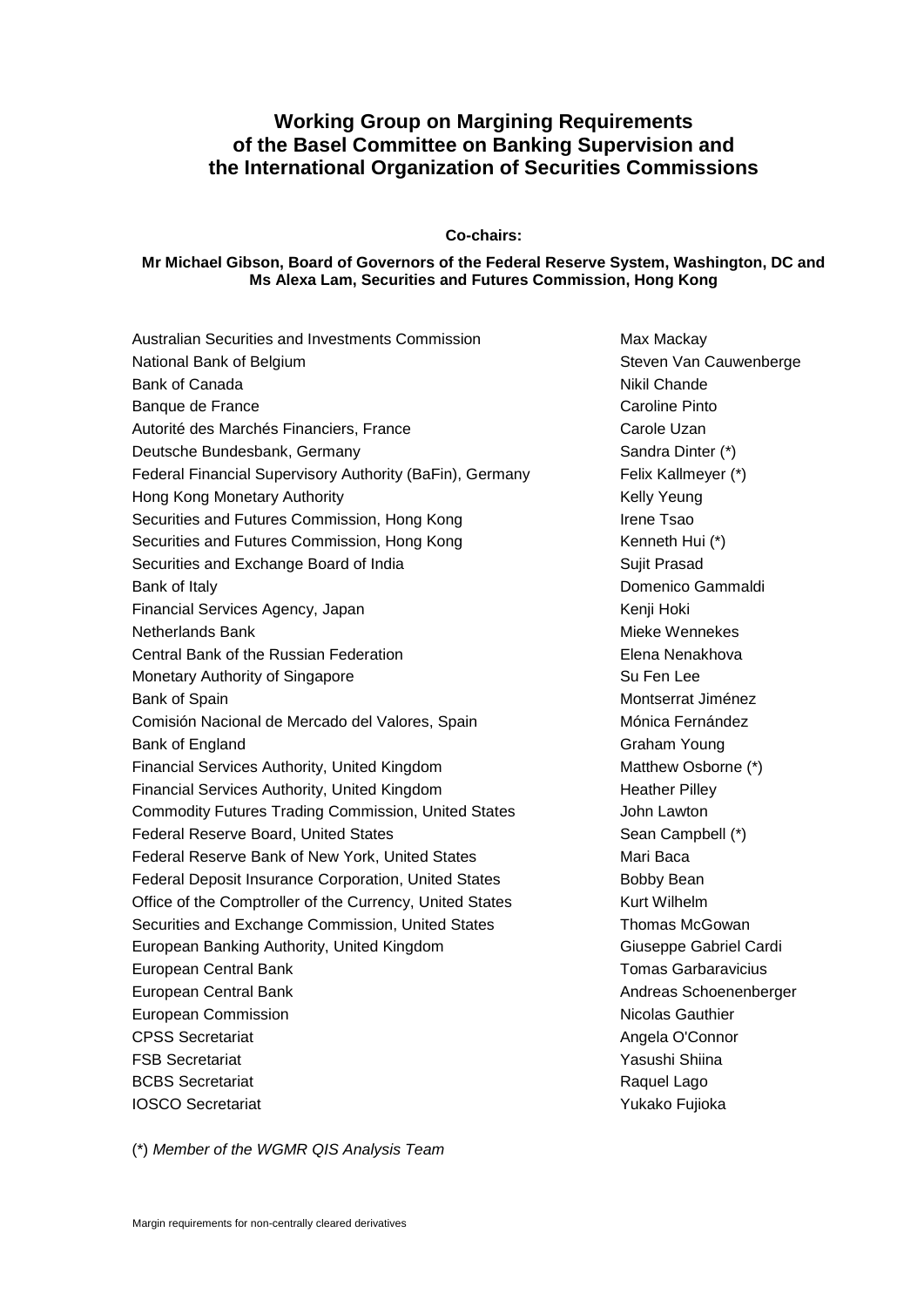## Working Group on Margining Requirements of the Basel Committee on Banking Supervision and the International Organization of Securities Commissions

**Co-chairs:**

**Mr Michael Gibson, Board of Governors of the Federal Reserve System, Washington, DC and Ms Alexa Lam, Securities and Futures Commission, Hong Kong**

| | |
|---|---|
| Australian Securities and Investments Commission | Max Mackay |
| National Bank of Belgium | Steven Van Cauwenberge |
| Bank of Canada | Nikil Chande |
| Banque de France | Caroline Pinto |
| Autorité des Marchés Financiers, France | Carole Uzan |
| Deutsche Bundesbank, Germany | Sandra Dinter (*) |
| Federal Financial Supervisory Authority (BaFin), Germany | Felix Kallmeyer (*) |
| Hong Kong Monetary Authority | Kelly Yeung |
| Securities and Futures Commission, Hong Kong | Irene Tsao |
| Securities and Futures Commission, Hong Kong | Kenneth Hui (*) |
| Securities and Exchange Board of India | Sujit Prasad |
| Bank of Italy | Domenico Gammaldi |
| Financial Services Agency, Japan | Kenji Hoki |
| Netherlands Bank | Mieke Wennekes |
| Central Bank of the Russian Federation | Elena Nenakhova |
| Monetary Authority of Singapore | Su Fen Lee |
| Bank of Spain | Montserrat Jiménez |
| Comisión Nacional de Mercado del Valores, Spain | Mónica Fernández |
| Bank of England | Graham Young |
| Financial Services Authority, United Kingdom | Matthew Osborne (*) |
| Financial Services Authority, United Kingdom | Heather Pilley |
| Commodity Futures Trading Commission, United States | John Lawton |
| Federal Reserve Board, United States | Sean Campbell (*) |
| Federal Reserve Bank of New York, United States | Mari Baca |
| Federal Deposit Insurance Corporation, United States | Bobby Bean |
| Office of the Comptroller of the Currency, United States | Kurt Wilhelm |
| Securities and Exchange Commission, United States | Thomas McGowan |
| European Banking Authority, United Kingdom | Giuseppe Gabriel Cardi |
| European Central Bank | Tomas Garbaravicius |
| European Central Bank | Andreas Schoenenberger |
| European Commission | Nicolas Gauthier |
| CPSS Secretariat | Angela O'Connor |
| FSB Secretariat | Yasushi Shiina |
| BCBS Secretariat | Raquel Lago |
| IOSCO Secretariat | Yukako Fujioka |

(*) *Member of the WGMR QIS Analysis Team*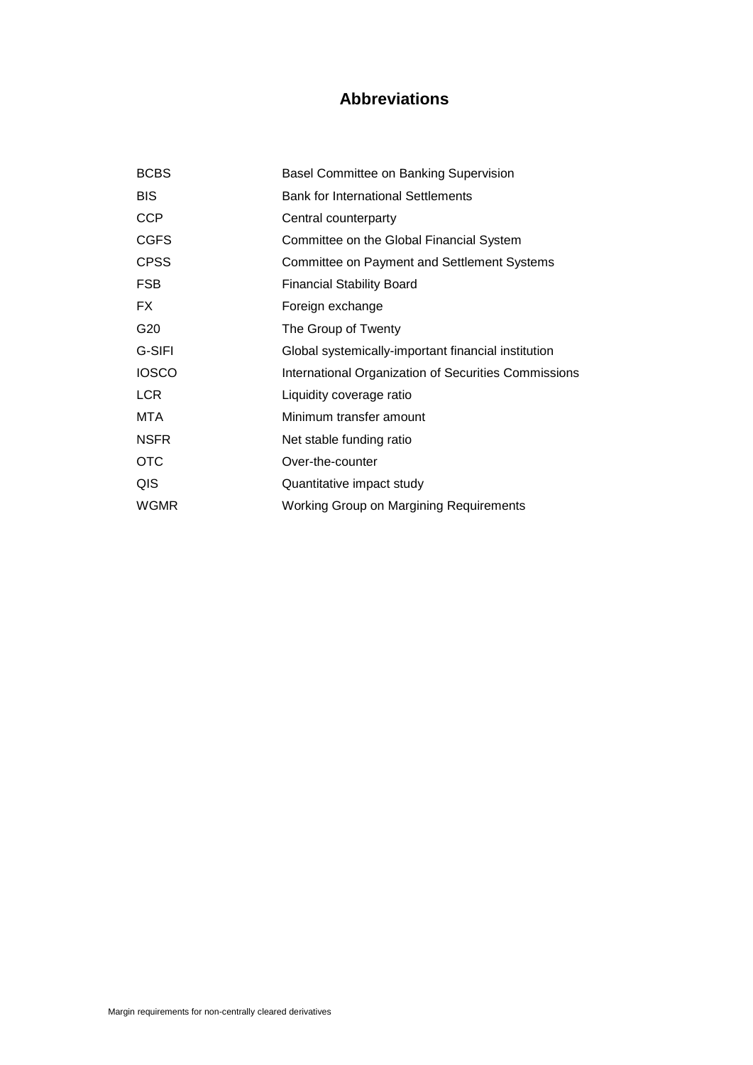# Abbreviations

| | |
|---|---|
| BCBS | Basel Committee on Banking Supervision |
| BIS | Bank for International Settlements |
| CCP | Central counterparty |
| CGFS | Committee on the Global Financial System |
| CPSS | Committee on Payment and Settlement Systems |
| FSB | Financial Stability Board |
| FX | Foreign exchange |
| G20 | The Group of Twenty |
| G-SIFI | Global systemically-important financial institution |
| IOSCO | International Organization of Securities Commissions |
| LCR | Liquidity coverage ratio |
| MTA | Minimum transfer amount |
| NSFR | Net stable funding ratio |
| OTC | Over-the-counter |
| QIS | Quantitative impact study |
| WGMR | Working Group on Margining Requirements |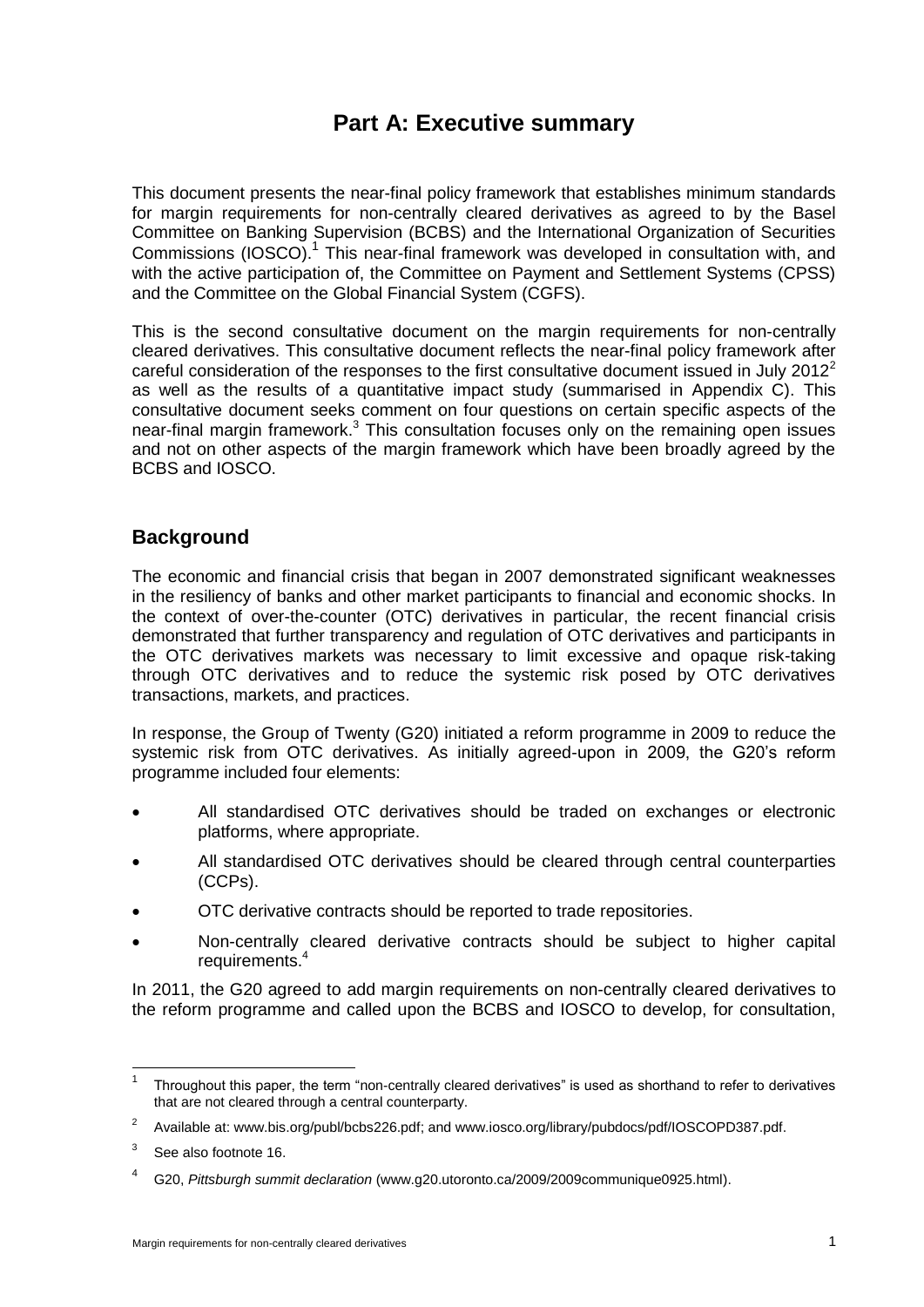# Part A: Executive summary

This document presents the near-final policy framework that establishes minimum standards for margin requirements for non-centrally cleared derivatives as agreed to by the Basel Committee on Banking Supervision (BCBS) and the International Organization of Securities Commissions (IOSCO).[1] This near-final framework was developed in consultation with, and with the active participation of, the Committee on Payment and Settlement Systems (CPSS) and the Committee on the Global Financial System (CGFS).

This is the second consultative document on the margin requirements for non-centrally cleared derivatives. This consultative document reflects the near-final policy framework after careful consideration of the responses to the first consultative document issued in July 2012[2] as well as the results of a quantitative impact study (summarised in Appendix C). This consultative document seeks comment on four questions on certain specific aspects of the near-final margin framework.[3] This consultation focuses only on the remaining open issues and not on other aspects of the margin framework which have been broadly agreed by the BCBS and IOSCO.

## Background

The economic and financial crisis that began in 2007 demonstrated significant weaknesses in the resiliency of banks and other market participants to financial and economic shocks. In the context of over-the-counter (OTC) derivatives in particular, the recent financial crisis demonstrated that further transparency and regulation of OTC derivatives and participants in the OTC derivatives markets was necessary to limit excessive and opaque risk-taking through OTC derivatives and to reduce the systemic risk posed by OTC derivatives transactions, markets, and practices.

In response, the Group of Twenty (G20) initiated a reform programme in 2009 to reduce the systemic risk from OTC derivatives. As initially agreed-upon in 2009, the G20's reform programme included four elements:

- All standardised OTC derivatives should be traded on exchanges or electronic platforms, where appropriate.
- All standardised OTC derivatives should be cleared through central counterparties (CCPs).
- OTC derivative contracts should be reported to trade repositories.
- Non-centrally cleared derivative contracts should be subject to higher capital requirements.[4]

In 2011, the G20 agreed to add margin requirements on non-centrally cleared derivatives to the reform programme and called upon the BCBS and IOSCO to develop, for consultation,

---

[1] Throughout this paper, the term "non-centrally cleared derivatives" is used as shorthand to refer to derivatives that are not cleared through a central counterparty.

[2] Available at: www.bis.org/publ/bcbs226.pdf; and www.iosco.org/library/pubdocs/pdf/IOSCOPD387.pdf.

[3] See also footnote 16.

[4] G20, *Pittsburgh summit declaration* (www.g20.utoronto.ca/2009/2009communique0925.html).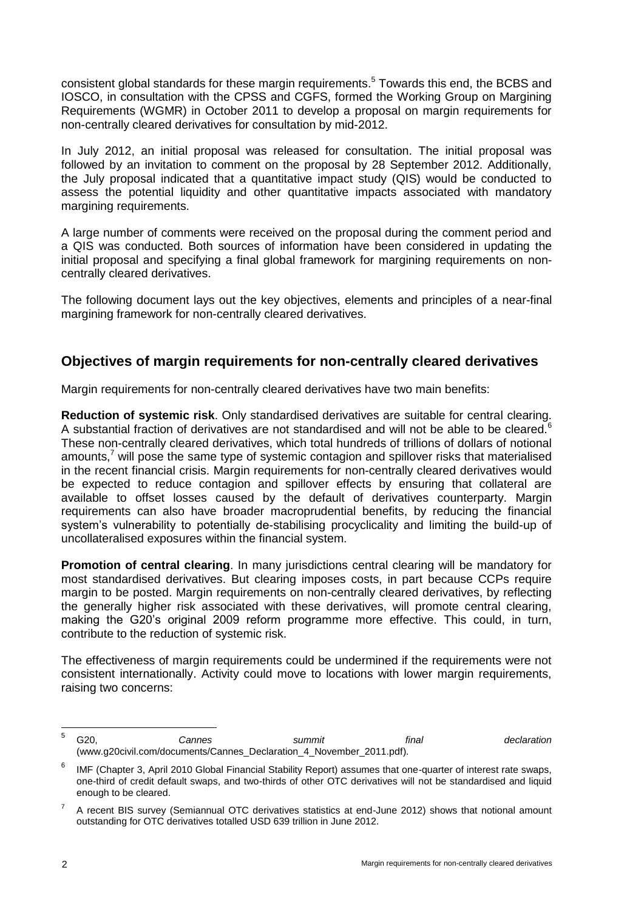consistent global standards for these margin requirements.[5] Towards this end, the BCBS and IOSCO, in consultation with the CPSS and CGFS, formed the Working Group on Margining Requirements (WGMR) in October 2011 to develop a proposal on margin requirements for non-centrally cleared derivatives for consultation by mid-2012.

In July 2012, an initial proposal was released for consultation. The initial proposal was followed by an invitation to comment on the proposal by 28 September 2012. Additionally, the July proposal indicated that a quantitative impact study (QIS) would be conducted to assess the potential liquidity and other quantitative impacts associated with mandatory margining requirements.

A large number of comments were received on the proposal during the comment period and a QIS was conducted. Both sources of information have been considered in updating the initial proposal and specifying a final global framework for margining requirements on non-centrally cleared derivatives.

The following document lays out the key objectives, elements and principles of a near-final margining framework for non-centrally cleared derivatives.

## Objectives of margin requirements for non-centrally cleared derivatives

Margin requirements for non-centrally cleared derivatives have two main benefits:

**Reduction of systemic risk**. Only standardised derivatives are suitable for central clearing. A substantial fraction of derivatives are not standardised and will not be able to be cleared.[6] These non-centrally cleared derivatives, which total hundreds of trillions of dollars of notional amounts,[7] will pose the same type of systemic contagion and spillover risks that materialised in the recent financial crisis. Margin requirements for non-centrally cleared derivatives would be expected to reduce contagion and spillover effects by ensuring that collateral are available to offset losses caused by the default of derivatives counterparty. Margin requirements can also have broader macroprudential benefits, by reducing the financial system's vulnerability to potentially de-stabilising procyclicality and limiting the build-up of uncollateralised exposures within the financial system.

**Promotion of central clearing**. In many jurisdictions central clearing will be mandatory for most standardised derivatives. But clearing imposes costs, in part because CCPs require margin to be posted. Margin requirements on non-centrally cleared derivatives, by reflecting the generally higher risk associated with these derivatives, will promote central clearing, making the G20's original 2009 reform programme more effective. This could, in turn, contribute to the reduction of systemic risk.

The effectiveness of margin requirements could be undermined if the requirements were not consistent internationally. Activity could move to locations with lower margin requirements, raising two concerns:

---

[5] G20, *Cannes summit final declaration* (www.g20civil.com/documents/Cannes_Declaration_4_November_2011.pdf).

[6] IMF (Chapter 3, April 2010 Global Financial Stability Report) assumes that one-quarter of interest rate swaps, one-third of credit default swaps, and two-thirds of other OTC derivatives will not be standardised and liquid enough to be cleared.

[7] A recent BIS survey (Semiannual OTC derivatives statistics at end-June 2012) shows that notional amount outstanding for OTC derivatives totalled USD 639 trillion in June 2012.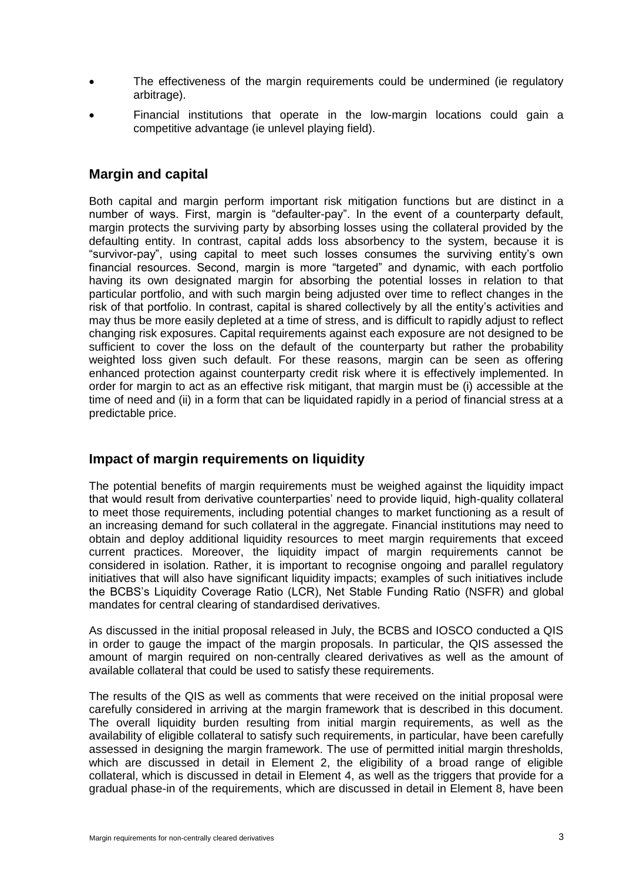- The effectiveness of the margin requirements could be undermined (ie regulatory arbitrage).
- Financial institutions that operate in the low-margin locations could gain a competitive advantage (ie unlevel playing field).

## Margin and capital

Both capital and margin perform important risk mitigation functions but are distinct in a number of ways. First, margin is "defaulter-pay". In the event of a counterparty default, margin protects the surviving party by absorbing losses using the collateral provided by the defaulting entity. In contrast, capital adds loss absorbency to the system, because it is "survivor-pay", using capital to meet such losses consumes the surviving entity's own financial resources. Second, margin is more "targeted" and dynamic, with each portfolio having its own designated margin for absorbing the potential losses in relation to that particular portfolio, and with such margin being adjusted over time to reflect changes in the risk of that portfolio. In contrast, capital is shared collectively by all the entity's activities and may thus be more easily depleted at a time of stress, and is difficult to rapidly adjust to reflect changing risk exposures. Capital requirements against each exposure are not designed to be sufficient to cover the loss on the default of the counterparty but rather the probability weighted loss given such default. For these reasons, margin can be seen as offering enhanced protection against counterparty credit risk where it is effectively implemented. In order for margin to act as an effective risk mitigant, that margin must be (i) accessible at the time of need and (ii) in a form that can be liquidated rapidly in a period of financial stress at a predictable price.

## Impact of margin requirements on liquidity

The potential benefits of margin requirements must be weighed against the liquidity impact that would result from derivative counterparties' need to provide liquid, high-quality collateral to meet those requirements, including potential changes to market functioning as a result of an increasing demand for such collateral in the aggregate. Financial institutions may need to obtain and deploy additional liquidity resources to meet margin requirements that exceed current practices. Moreover, the liquidity impact of margin requirements cannot be considered in isolation. Rather, it is important to recognise ongoing and parallel regulatory initiatives that will also have significant liquidity impacts; examples of such initiatives include the BCBS's Liquidity Coverage Ratio (LCR), Net Stable Funding Ratio (NSFR) and global mandates for central clearing of standardised derivatives.

As discussed in the initial proposal released in July, the BCBS and IOSCO conducted a QIS in order to gauge the impact of the margin proposals. In particular, the QIS assessed the amount of margin required on non-centrally cleared derivatives as well as the amount of available collateral that could be used to satisfy these requirements.

The results of the QIS as well as comments that were received on the initial proposal were carefully considered in arriving at the margin framework that is described in this document. The overall liquidity burden resulting from initial margin requirements, as well as the availability of eligible collateral to satisfy such requirements, in particular, have been carefully assessed in designing the margin framework. The use of permitted initial margin thresholds, which are discussed in detail in Element 2, the eligibility of a broad range of eligible collateral, which is discussed in detail in Element 4, as well as the triggers that provide for a gradual phase-in of the requirements, which are discussed in detail in Element 8, have been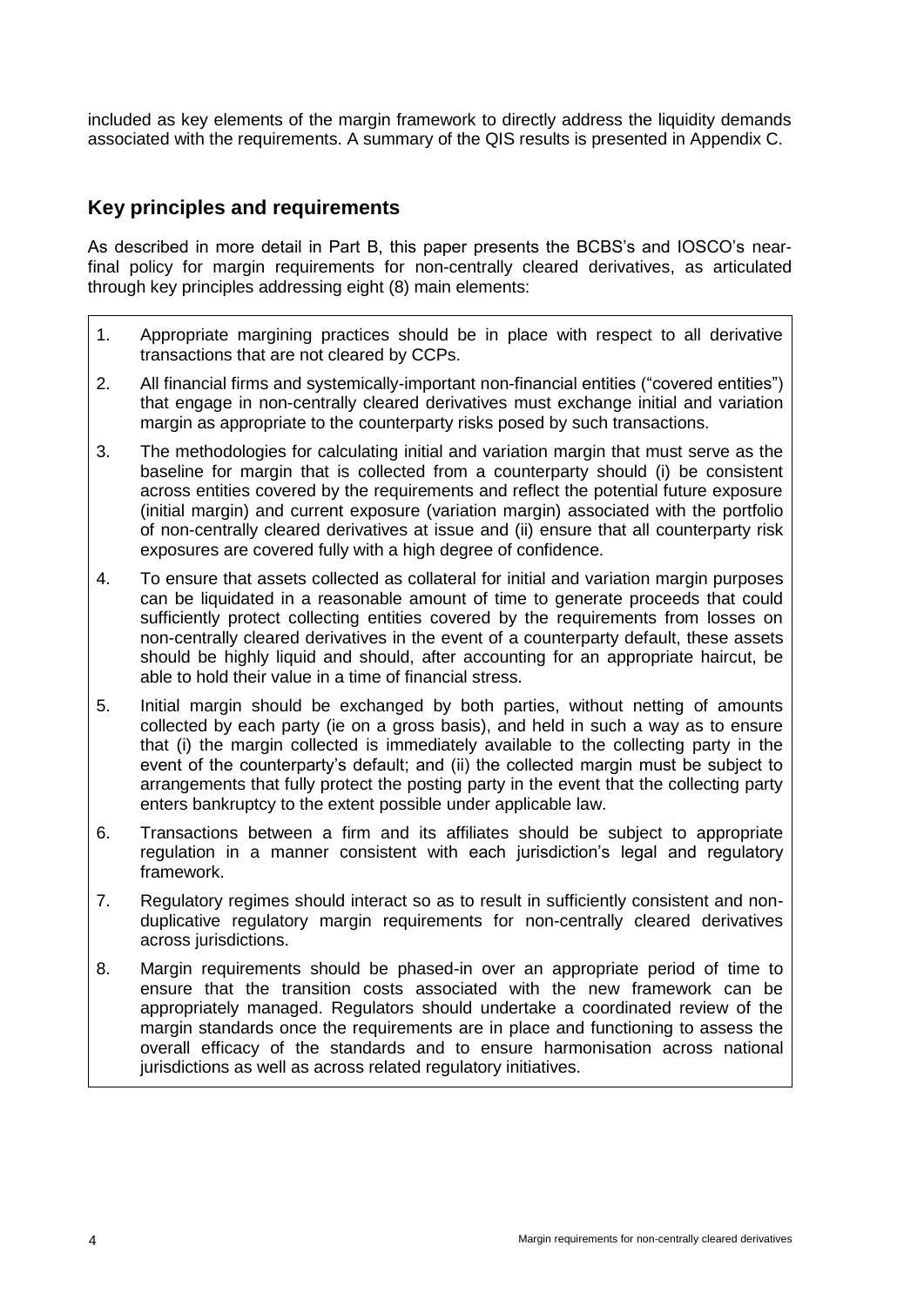included as key elements of the margin framework to directly address the liquidity demands associated with the requirements. A summary of the QIS results is presented in Appendix C.

## Key principles and requirements

As described in more detail in Part B, this paper presents the BCBS's and IOSCO's near-final policy for margin requirements for non-centrally cleared derivatives, as articulated through key principles addressing eight (8) main elements:

1. Appropriate margining practices should be in place with respect to all derivative transactions that are not cleared by CCPs.
2. All financial firms and systemically-important non-financial entities ("covered entities") that engage in non-centrally cleared derivatives must exchange initial and variation margin as appropriate to the counterparty risks posed by such transactions.
3. The methodologies for calculating initial and variation margin that must serve as the baseline for margin that is collected from a counterparty should (i) be consistent across entities covered by the requirements and reflect the potential future exposure (initial margin) and current exposure (variation margin) associated with the portfolio of non-centrally cleared derivatives at issue and (ii) ensure that all counterparty risk exposures are covered fully with a high degree of confidence.
4. To ensure that assets collected as collateral for initial and variation margin purposes can be liquidated in a reasonable amount of time to generate proceeds that could sufficiently protect collecting entities covered by the requirements from losses on non-centrally cleared derivatives in the event of a counterparty default, these assets should be highly liquid and should, after accounting for an appropriate haircut, be able to hold their value in a time of financial stress.
5. Initial margin should be exchanged by both parties, without netting of amounts collected by each party (ie on a gross basis), and held in such a way as to ensure that (i) the margin collected is immediately available to the collecting party in the event of the counterparty's default; and (ii) the collected margin must be subject to arrangements that fully protect the posting party in the event that the collecting party enters bankruptcy to the extent possible under applicable law.
6. Transactions between a firm and its affiliates should be subject to appropriate regulation in a manner consistent with each jurisdiction's legal and regulatory framework.
7. Regulatory regimes should interact so as to result in sufficiently consistent and non-duplicative regulatory margin requirements for non-centrally cleared derivatives across jurisdictions.
8. Margin requirements should be phased-in over an appropriate period of time to ensure that the transition costs associated with the new framework can be appropriately managed. Regulators should undertake a coordinated review of the margin standards once the requirements are in place and functioning to assess the overall efficacy of the standards and to ensure harmonisation across national jurisdictions as well as across related regulatory initiatives.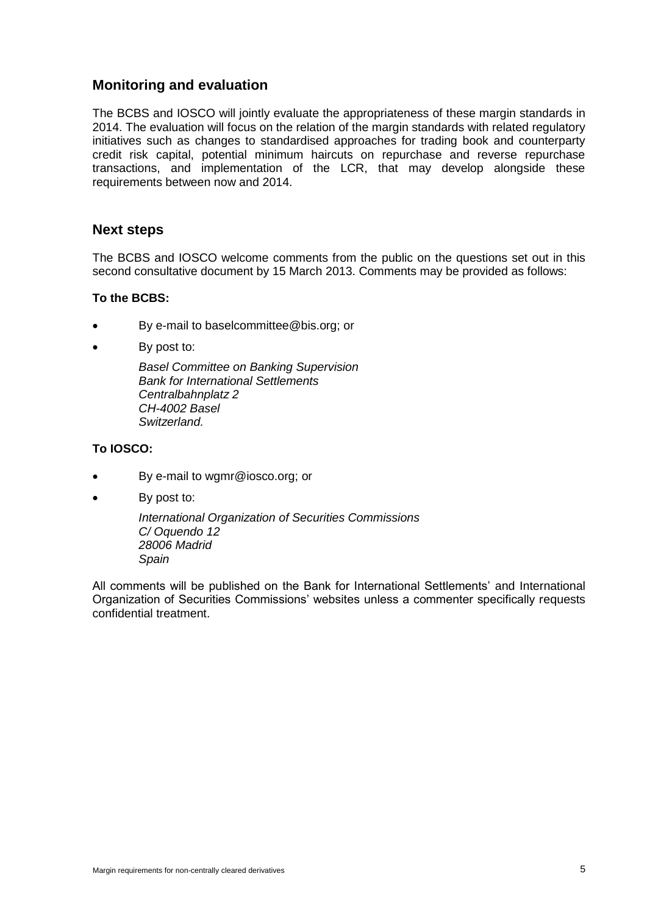## Monitoring and evaluation

The BCBS and IOSCO will jointly evaluate the appropriateness of these margin standards in 2014. The evaluation will focus on the relation of the margin standards with related regulatory initiatives such as changes to standardised approaches for trading book and counterparty credit risk capital, potential minimum haircuts on repurchase and reverse repurchase transactions, and implementation of the LCR, that may develop alongside these requirements between now and 2014.

## Next steps

The BCBS and IOSCO welcome comments from the public on the questions set out in this second consultative document by 15 March 2013. Comments may be provided as follows:

**To the BCBS:**

- By e-mail to baselcommittee@bis.org; or
- By post to:

  *Basel Committee on Banking Supervision*
  *Bank for International Settlements*
  *Centralbahnplatz 2*
  *CH-4002 Basel*
  *Switzerland.*

**To IOSCO:**

- By e-mail to wgmr@iosco.org; or
- By post to:

  *International Organization of Securities Commissions*
  *C/ Oquendo 12*
  *28006 Madrid*
  *Spain*

All comments will be published on the Bank for International Settlements' and International Organization of Securities Commissions' websites unless a commenter specifically requests confidential treatment.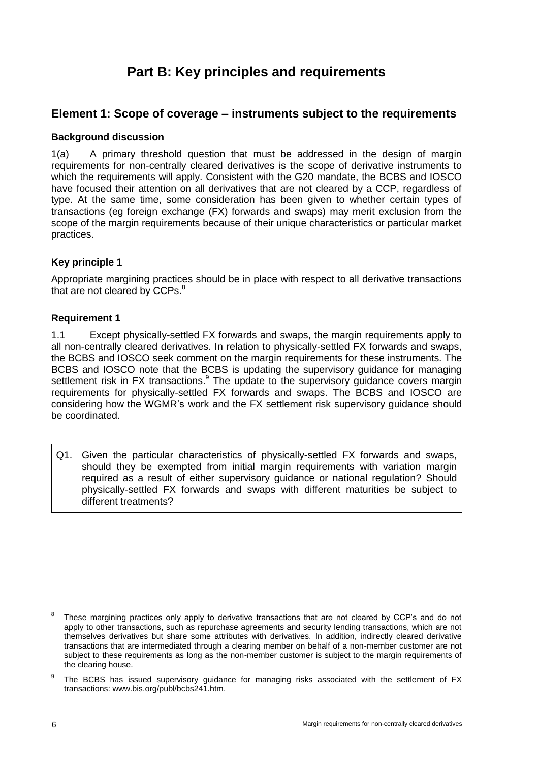# Part B: Key principles and requirements

## Element 1: Scope of coverage – instruments subject to the requirements

### Background discussion

1(a) A primary threshold question that must be addressed in the design of margin requirements for non-centrally cleared derivatives is the scope of derivative instruments to which the requirements will apply. Consistent with the G20 mandate, the BCBS and IOSCO have focused their attention on all derivatives that are not cleared by a CCP, regardless of type. At the same time, some consideration has been given to whether certain types of transactions (eg foreign exchange (FX) forwards and swaps) may merit exclusion from the scope of the margin requirements because of their unique characteristics or particular market practices.

### Key principle 1

Appropriate margining practices should be in place with respect to all derivative transactions that are not cleared by CCPs.[8]

### Requirement 1

1.1 Except physically-settled FX forwards and swaps, the margin requirements apply to all non-centrally cleared derivatives. In relation to physically-settled FX forwards and swaps, the BCBS and IOSCO seek comment on the margin requirements for these instruments. The BCBS and IOSCO note that the BCBS is updating the supervisory guidance for managing settlement risk in FX transactions.[9] The update to the supervisory guidance covers margin requirements for physically-settled FX forwards and swaps. The BCBS and IOSCO are considering how the WGMR's work and the FX settlement risk supervisory guidance should be coordinated.

> Q1. Given the particular characteristics of physically-settled FX forwards and swaps, should they be exempted from initial margin requirements with variation margin required as a result of either supervisory guidance or national regulation? Should physically-settled FX forwards and swaps with different maturities be subject to different treatments?

[8] These margining practices only apply to derivative transactions that are not cleared by CCP's and do not apply to other transactions, such as repurchase agreements and security lending transactions, which are not themselves derivatives but share some attributes with derivatives. In addition, indirectly cleared derivative transactions that are intermediated through a clearing member on behalf of a non-member customer are not subject to these requirements as long as the non-member customer is subject to the margin requirements of the clearing house.

[9] The BCBS has issued supervisory guidance for managing risks associated with the settlement of FX transactions: www.bis.org/publ/bcbs241.htm.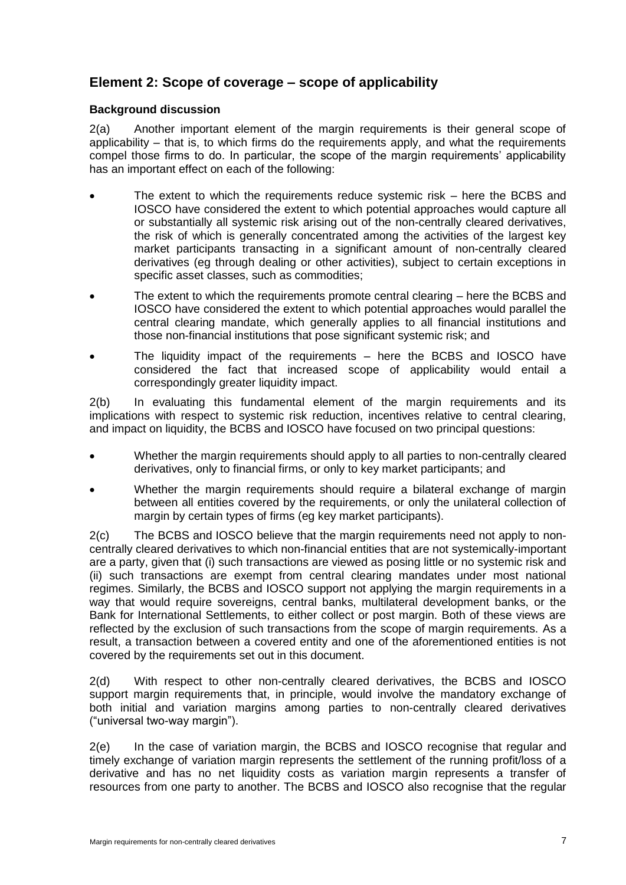## Element 2: Scope of coverage – scope of applicability

### Background discussion

2(a) Another important element of the margin requirements is their general scope of applicability – that is, to which firms do the requirements apply, and what the requirements compel those firms to do. In particular, the scope of the margin requirements' applicability has an important effect on each of the following:

- The extent to which the requirements reduce systemic risk – here the BCBS and IOSCO have considered the extent to which potential approaches would capture all or substantially all systemic risk arising out of the non-centrally cleared derivatives, the risk of which is generally concentrated among the activities of the largest key market participants transacting in a significant amount of non-centrally cleared derivatives (eg through dealing or other activities), subject to certain exceptions in specific asset classes, such as commodities;
- The extent to which the requirements promote central clearing – here the BCBS and IOSCO have considered the extent to which potential approaches would parallel the central clearing mandate, which generally applies to all financial institutions and those non-financial institutions that pose significant systemic risk; and
- The liquidity impact of the requirements – here the BCBS and IOSCO have considered the fact that increased scope of applicability would entail a correspondingly greater liquidity impact.

2(b) In evaluating this fundamental element of the margin requirements and its implications with respect to systemic risk reduction, incentives relative to central clearing, and impact on liquidity, the BCBS and IOSCO have focused on two principal questions:

- Whether the margin requirements should apply to all parties to non-centrally cleared derivatives, only to financial firms, or only to key market participants; and
- Whether the margin requirements should require a bilateral exchange of margin between all entities covered by the requirements, or only the unilateral collection of margin by certain types of firms (eg key market participants).

2(c) The BCBS and IOSCO believe that the margin requirements need not apply to non-centrally cleared derivatives to which non-financial entities that are not systemically-important are a party, given that (i) such transactions are viewed as posing little or no systemic risk and (ii) such transactions are exempt from central clearing mandates under most national regimes. Similarly, the BCBS and IOSCO support not applying the margin requirements in a way that would require sovereigns, central banks, multilateral development banks, or the Bank for International Settlements, to either collect or post margin. Both of these views are reflected by the exclusion of such transactions from the scope of margin requirements. As a result, a transaction between a covered entity and one of the aforementioned entities is not covered by the requirements set out in this document.

2(d) With respect to other non-centrally cleared derivatives, the BCBS and IOSCO support margin requirements that, in principle, would involve the mandatory exchange of both initial and variation margins among parties to non-centrally cleared derivatives ("universal two-way margin").

2(e) In the case of variation margin, the BCBS and IOSCO recognise that regular and timely exchange of variation margin represents the settlement of the running profit/loss of a derivative and has no net liquidity costs as variation margin represents a transfer of resources from one party to another. The BCBS and IOSCO also recognise that the regular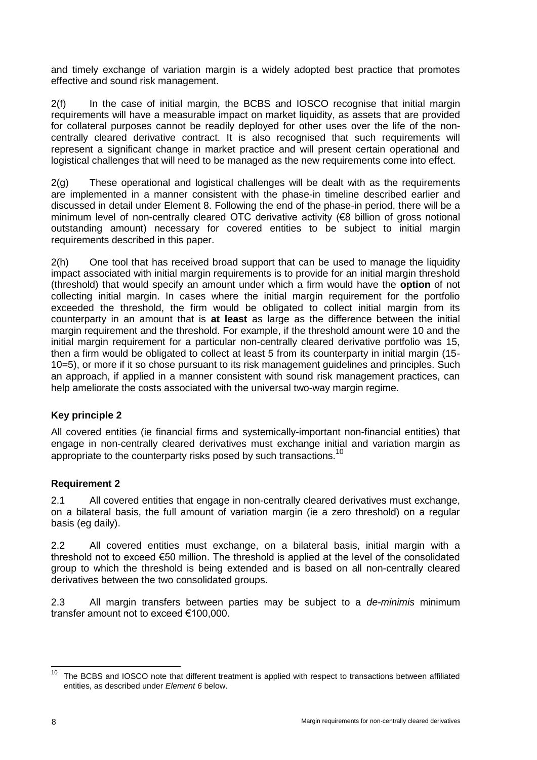and timely exchange of variation margin is a widely adopted best practice that promotes effective and sound risk management.

2(f) In the case of initial margin, the BCBS and IOSCO recognise that initial margin requirements will have a measurable impact on market liquidity, as assets that are provided for collateral purposes cannot be readily deployed for other uses over the life of the non-centrally cleared derivative contract. It is also recognised that such requirements will represent a significant change in market practice and will present certain operational and logistical challenges that will need to be managed as the new requirements come into effect.

2(g) These operational and logistical challenges will be dealt with as the requirements are implemented in a manner consistent with the phase-in timeline described earlier and discussed in detail under Element 8. Following the end of the phase-in period, there will be a minimum level of non-centrally cleared OTC derivative activity (€8 billion of gross notional outstanding amount) necessary for covered entities to be subject to initial margin requirements described in this paper.

2(h) One tool that has received broad support that can be used to manage the liquidity impact associated with initial margin requirements is to provide for an initial margin threshold (threshold) that would specify an amount under which a firm would have the **option** of not collecting initial margin. In cases where the initial margin requirement for the portfolio exceeded the threshold, the firm would be obligated to collect initial margin from its counterparty in an amount that is **at least** as large as the difference between the initial margin requirement and the threshold. For example, if the threshold amount were 10 and the initial margin requirement for a particular non-centrally cleared derivative portfolio was 15, then a firm would be obligated to collect at least 5 from its counterparty in initial margin (15-10=5), or more if it so chose pursuant to its risk management guidelines and principles. Such an approach, if applied in a manner consistent with sound risk management practices, can help ameliorate the costs associated with the universal two-way margin regime.

### Key principle 2

All covered entities (ie financial firms and systemically-important non-financial entities) that engage in non-centrally cleared derivatives must exchange initial and variation margin as appropriate to the counterparty risks posed by such transactions.[10]

### Requirement 2

2.1 All covered entities that engage in non-centrally cleared derivatives must exchange, on a bilateral basis, the full amount of variation margin (ie a zero threshold) on a regular basis (eg daily).

2.2 All covered entities must exchange, on a bilateral basis, initial margin with a threshold not to exceed €50 million. The threshold is applied at the level of the consolidated group to which the threshold is being extended and is based on all non-centrally cleared derivatives between the two consolidated groups.

2.3 All margin transfers between parties may be subject to a *de-minimis* minimum transfer amount not to exceed €100,000.

[10] The BCBS and IOSCO note that different treatment is applied with respect to transactions between affiliated entities, as described under *Element 6* below.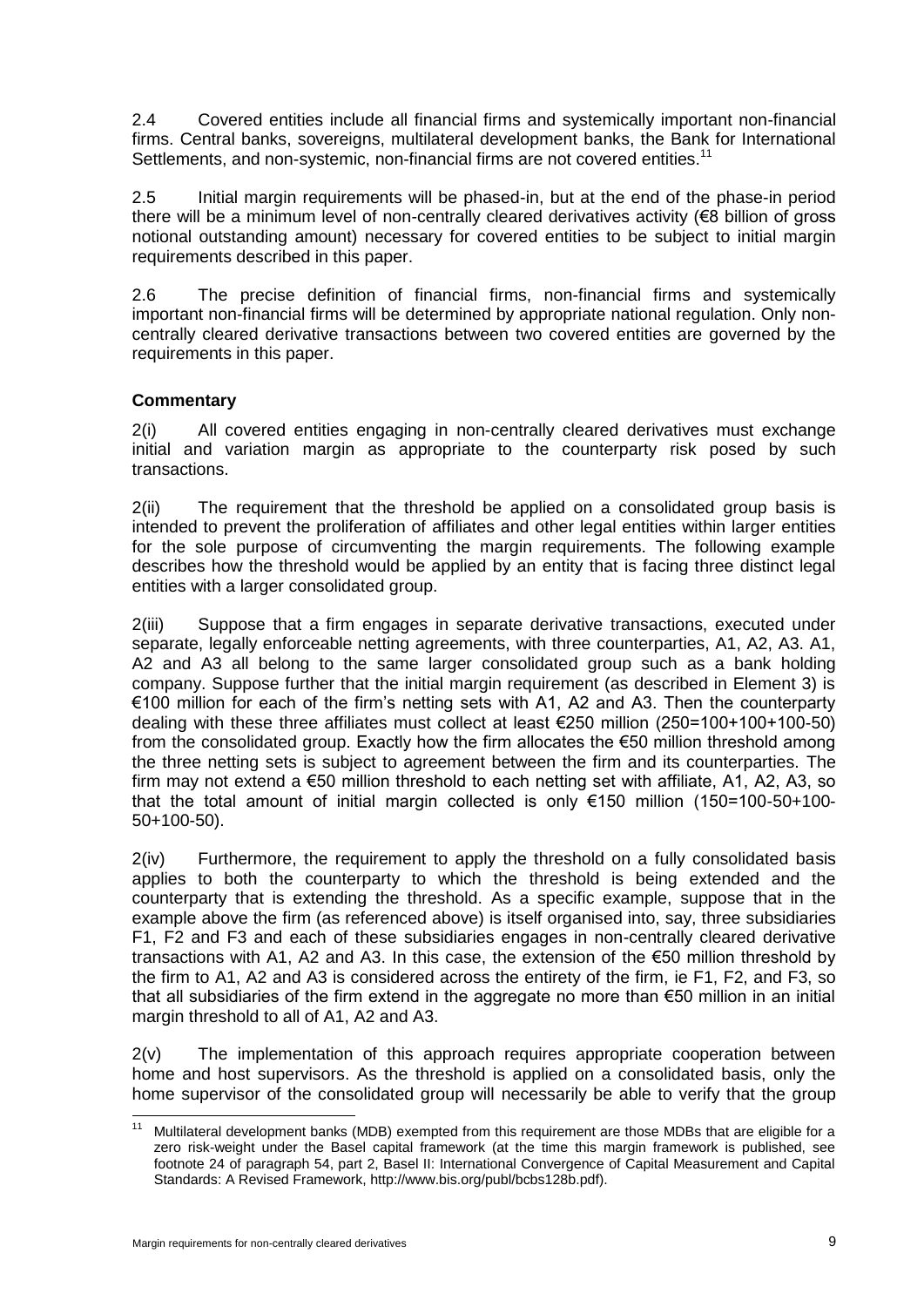2.4 Covered entities include all financial firms and systemically important non-financial firms. Central banks, sovereigns, multilateral development banks, the Bank for International Settlements, and non-systemic, non-financial firms are not covered entities.[11]

2.5 Initial margin requirements will be phased-in, but at the end of the phase-in period there will be a minimum level of non-centrally cleared derivatives activity (€8 billion of gross notional outstanding amount) necessary for covered entities to be subject to initial margin requirements described in this paper.

2.6 The precise definition of financial firms, non-financial firms and systemically important non-financial firms will be determined by appropriate national regulation. Only non-centrally cleared derivative transactions between two covered entities are governed by the requirements in this paper.

**Commentary**

2(i) All covered entities engaging in non-centrally cleared derivatives must exchange initial and variation margin as appropriate to the counterparty risk posed by such transactions.

2(ii) The requirement that the threshold be applied on a consolidated group basis is intended to prevent the proliferation of affiliates and other legal entities within larger entities for the sole purpose of circumventing the margin requirements. The following example describes how the threshold would be applied by an entity that is facing three distinct legal entities with a larger consolidated group.

2(iii) Suppose that a firm engages in separate derivative transactions, executed under separate, legally enforceable netting agreements, with three counterparties, A1, A2, A3. A1, A2 and A3 all belong to the same larger consolidated group such as a bank holding company. Suppose further that the initial margin requirement (as described in Element 3) is €100 million for each of the firm's netting sets with A1, A2 and A3. Then the counterparty dealing with these three affiliates must collect at least €250 million (250=100+100+100-50) from the consolidated group. Exactly how the firm allocates the €50 million threshold among the three netting sets is subject to agreement between the firm and its counterparties. The firm may not extend a €50 million threshold to each netting set with affiliate, A1, A2, A3, so that the total amount of initial margin collected is only €150 million (150=100-50+100-50+100-50).

2(iv) Furthermore, the requirement to apply the threshold on a fully consolidated basis applies to both the counterparty to which the threshold is being extended and the counterparty that is extending the threshold. As a specific example, suppose that in the example above the firm (as referenced above) is itself organised into, say, three subsidiaries F1, F2 and F3 and each of these subsidiaries engages in non-centrally cleared derivative transactions with A1, A2 and A3. In this case, the extension of the €50 million threshold by the firm to A1, A2 and A3 is considered across the entirety of the firm, ie F1, F2, and F3, so that all subsidiaries of the firm extend in the aggregate no more than €50 million in an initial margin threshold to all of A1, A2 and A3.

2(v) The implementation of this approach requires appropriate cooperation between home and host supervisors. As the threshold is applied on a consolidated basis, only the home supervisor of the consolidated group will necessarily be able to verify that the group

[11] Multilateral development banks (MDB) exempted from this requirement are those MDBs that are eligible for a zero risk-weight under the Basel capital framework (at the time this margin framework is published, see footnote 24 of paragraph 54, part 2, Basel II: International Convergence of Capital Measurement and Capital Standards: A Revised Framework, http://www.bis.org/publ/bcbs128b.pdf).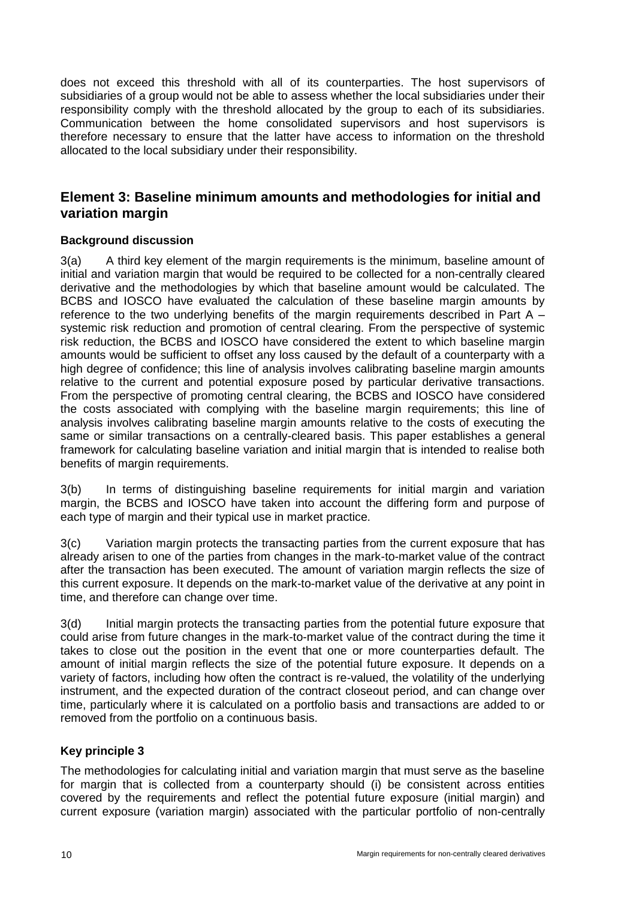does not exceed this threshold with all of its counterparties. The host supervisors of subsidiaries of a group would not be able to assess whether the local subsidiaries under their responsibility comply with the threshold allocated by the group to each of its subsidiaries. Communication between the home consolidated supervisors and host supervisors is therefore necessary to ensure that the latter have access to information on the threshold allocated to the local subsidiary under their responsibility.

## Element 3: Baseline minimum amounts and methodologies for initial and variation margin

### Background discussion

3(a) A third key element of the margin requirements is the minimum, baseline amount of initial and variation margin that would be required to be collected for a non-centrally cleared derivative and the methodologies by which that baseline amount would be calculated. The BCBS and IOSCO have evaluated the calculation of these baseline margin amounts by reference to the two underlying benefits of the margin requirements described in Part A – systemic risk reduction and promotion of central clearing. From the perspective of systemic risk reduction, the BCBS and IOSCO have considered the extent to which baseline margin amounts would be sufficient to offset any loss caused by the default of a counterparty with a high degree of confidence; this line of analysis involves calibrating baseline margin amounts relative to the current and potential exposure posed by particular derivative transactions. From the perspective of promoting central clearing, the BCBS and IOSCO have considered the costs associated with complying with the baseline margin requirements; this line of analysis involves calibrating baseline margin amounts relative to the costs of executing the same or similar transactions on a centrally-cleared basis. This paper establishes a general framework for calculating baseline variation and initial margin that is intended to realise both benefits of margin requirements.

3(b) In terms of distinguishing baseline requirements for initial margin and variation margin, the BCBS and IOSCO have taken into account the differing form and purpose of each type of margin and their typical use in market practice.

3(c) Variation margin protects the transacting parties from the current exposure that has already arisen to one of the parties from changes in the mark-to-market value of the contract after the transaction has been executed. The amount of variation margin reflects the size of this current exposure. It depends on the mark-to-market value of the derivative at any point in time, and therefore can change over time.

3(d) Initial margin protects the transacting parties from the potential future exposure that could arise from future changes in the mark-to-market value of the contract during the time it takes to close out the position in the event that one or more counterparties default. The amount of initial margin reflects the size of the potential future exposure. It depends on a variety of factors, including how often the contract is re-valued, the volatility of the underlying instrument, and the expected duration of the contract closeout period, and can change over time, particularly where it is calculated on a portfolio basis and transactions are added to or removed from the portfolio on a continuous basis.

### Key principle 3

The methodologies for calculating initial and variation margin that must serve as the baseline for margin that is collected from a counterparty should (i) be consistent across entities covered by the requirements and reflect the potential future exposure (initial margin) and current exposure (variation margin) associated with the particular portfolio of non-centrally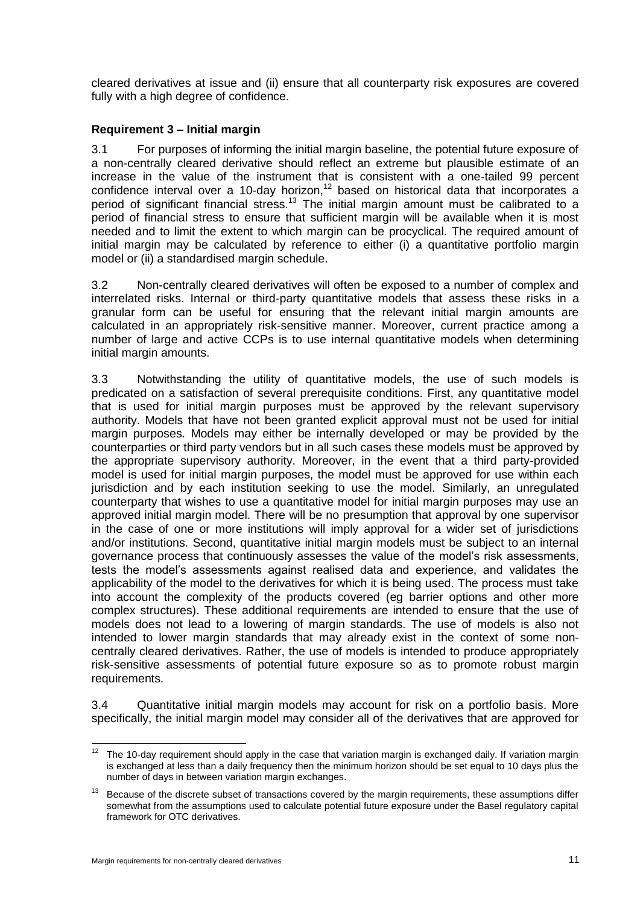cleared derivatives at issue and (ii) ensure that all counterparty risk exposures are covered fully with a high degree of confidence.

**Requirement 3 – Initial margin**

3.1 For purposes of informing the initial margin baseline, the potential future exposure of a non-centrally cleared derivative should reflect an extreme but plausible estimate of an increase in the value of the instrument that is consistent with a one-tailed 99 percent confidence interval over a 10-day horizon,[12] based on historical data that incorporates a period of significant financial stress.[13] The initial margin amount must be calibrated to a period of financial stress to ensure that sufficient margin will be available when it is most needed and to limit the extent to which margin can be procyclical. The required amount of initial margin may be calculated by reference to either (i) a quantitative portfolio margin model or (ii) a standardised margin schedule.

3.2 Non-centrally cleared derivatives will often be exposed to a number of complex and interrelated risks. Internal or third-party quantitative models that assess these risks in a granular form can be useful for ensuring that the relevant initial margin amounts are calculated in an appropriately risk-sensitive manner. Moreover, current practice among a number of large and active CCPs is to use internal quantitative models when determining initial margin amounts.

3.3 Notwithstanding the utility of quantitative models, the use of such models is predicated on a satisfaction of several prerequisite conditions. First, any quantitative model that is used for initial margin purposes must be approved by the relevant supervisory authority. Models that have not been granted explicit approval must not be used for initial margin purposes. Models may either be internally developed or may be provided by the counterparties or third party vendors but in all such cases these models must be approved by the appropriate supervisory authority. Moreover, in the event that a third party-provided model is used for initial margin purposes, the model must be approved for use within each jurisdiction and by each institution seeking to use the model. Similarly, an unregulated counterparty that wishes to use a quantitative model for initial margin purposes may use an approved initial margin model. There will be no presumption that approval by one supervisor in the case of one or more institutions will imply approval for a wider set of jurisdictions and/or institutions. Second, quantitative initial margin models must be subject to an internal governance process that continuously assesses the value of the model's risk assessments, tests the model's assessments against realised data and experience, and validates the applicability of the model to the derivatives for which it is being used. The process must take into account the complexity of the products covered (eg barrier options and other more complex structures). These additional requirements are intended to ensure that the use of models does not lead to a lowering of margin standards. The use of models is also not intended to lower margin standards that may already exist in the context of some non-centrally cleared derivatives. Rather, the use of models is intended to produce appropriately risk-sensitive assessments of potential future exposure so as to promote robust margin requirements.

3.4 Quantitative initial margin models may account for risk on a portfolio basis. More specifically, the initial margin model may consider all of the derivatives that are approved for

---

[12] The 10-day requirement should apply in the case that variation margin is exchanged daily. If variation margin is exchanged at less than a daily frequency then the minimum horizon should be set equal to 10 days plus the number of days in between variation margin exchanges.

[13] Because of the discrete subset of transactions covered by the margin requirements, these assumptions differ somewhat from the assumptions used to calculate potential future exposure under the Basel regulatory capital framework for OTC derivatives.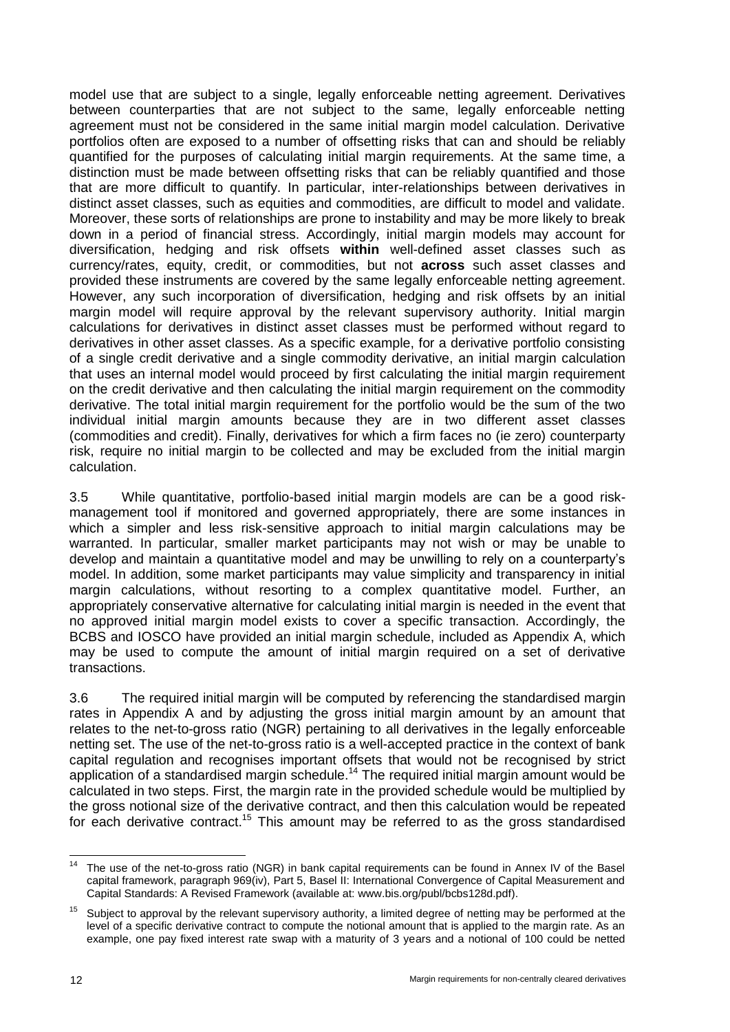model use that are subject to a single, legally enforceable netting agreement. Derivatives between counterparties that are not subject to the same, legally enforceable netting agreement must not be considered in the same initial margin model calculation. Derivative portfolios often are exposed to a number of offsetting risks that can and should be reliably quantified for the purposes of calculating initial margin requirements. At the same time, a distinction must be made between offsetting risks that can be reliably quantified and those that are more difficult to quantify. In particular, inter-relationships between derivatives in distinct asset classes, such as equities and commodities, are difficult to model and validate. Moreover, these sorts of relationships are prone to instability and may be more likely to break down in a period of financial stress. Accordingly, initial margin models may account for diversification, hedging and risk offsets **within** well-defined asset classes such as currency/rates, equity, credit, or commodities, but not **across** such asset classes and provided these instruments are covered by the same legally enforceable netting agreement. However, any such incorporation of diversification, hedging and risk offsets by an initial margin model will require approval by the relevant supervisory authority. Initial margin calculations for derivatives in distinct asset classes must be performed without regard to derivatives in other asset classes. As a specific example, for a derivative portfolio consisting of a single credit derivative and a single commodity derivative, an initial margin calculation that uses an internal model would proceed by first calculating the initial margin requirement on the credit derivative and then calculating the initial margin requirement on the commodity derivative. The total initial margin requirement for the portfolio would be the sum of the two individual initial margin amounts because they are in two different asset classes (commodities and credit). Finally, derivatives for which a firm faces no (ie zero) counterparty risk, require no initial margin to be collected and may be excluded from the initial margin calculation.

3.5 While quantitative, portfolio-based initial margin models are can be a good risk-management tool if monitored and governed appropriately, there are some instances in which a simpler and less risk-sensitive approach to initial margin calculations may be warranted. In particular, smaller market participants may not wish or may be unable to develop and maintain a quantitative model and may be unwilling to rely on a counterparty's model. In addition, some market participants may value simplicity and transparency in initial margin calculations, without resorting to a complex quantitative model. Further, an appropriately conservative alternative for calculating initial margin is needed in the event that no approved initial margin model exists to cover a specific transaction. Accordingly, the BCBS and IOSCO have provided an initial margin schedule, included as Appendix A, which may be used to compute the amount of initial margin required on a set of derivative transactions.

3.6 The required initial margin will be computed by referencing the standardised margin rates in Appendix A and by adjusting the gross initial margin amount by an amount that relates to the net-to-gross ratio (NGR) pertaining to all derivatives in the legally enforceable netting set. The use of the net-to-gross ratio is a well-accepted practice in the context of bank capital regulation and recognises important offsets that would not be recognised by strict application of a standardised margin schedule.[14] The required initial margin amount would be calculated in two steps. First, the margin rate in the provided schedule would be multiplied by the gross notional size of the derivative contract, and then this calculation would be repeated for each derivative contract.[15] This amount may be referred to as the gross standardised

---

[14] The use of the net-to-gross ratio (NGR) in bank capital requirements can be found in Annex IV of the Basel capital framework, paragraph 969(iv), Part 5, Basel II: International Convergence of Capital Measurement and Capital Standards: A Revised Framework (available at: www.bis.org/publ/bcbs128d.pdf).

[15] Subject to approval by the relevant supervisory authority, a limited degree of netting may be performed at the level of a specific derivative contract to compute the notional amount that is applied to the margin rate. As an example, one pay fixed interest rate swap with a maturity of 3 years and a notional of 100 could be netted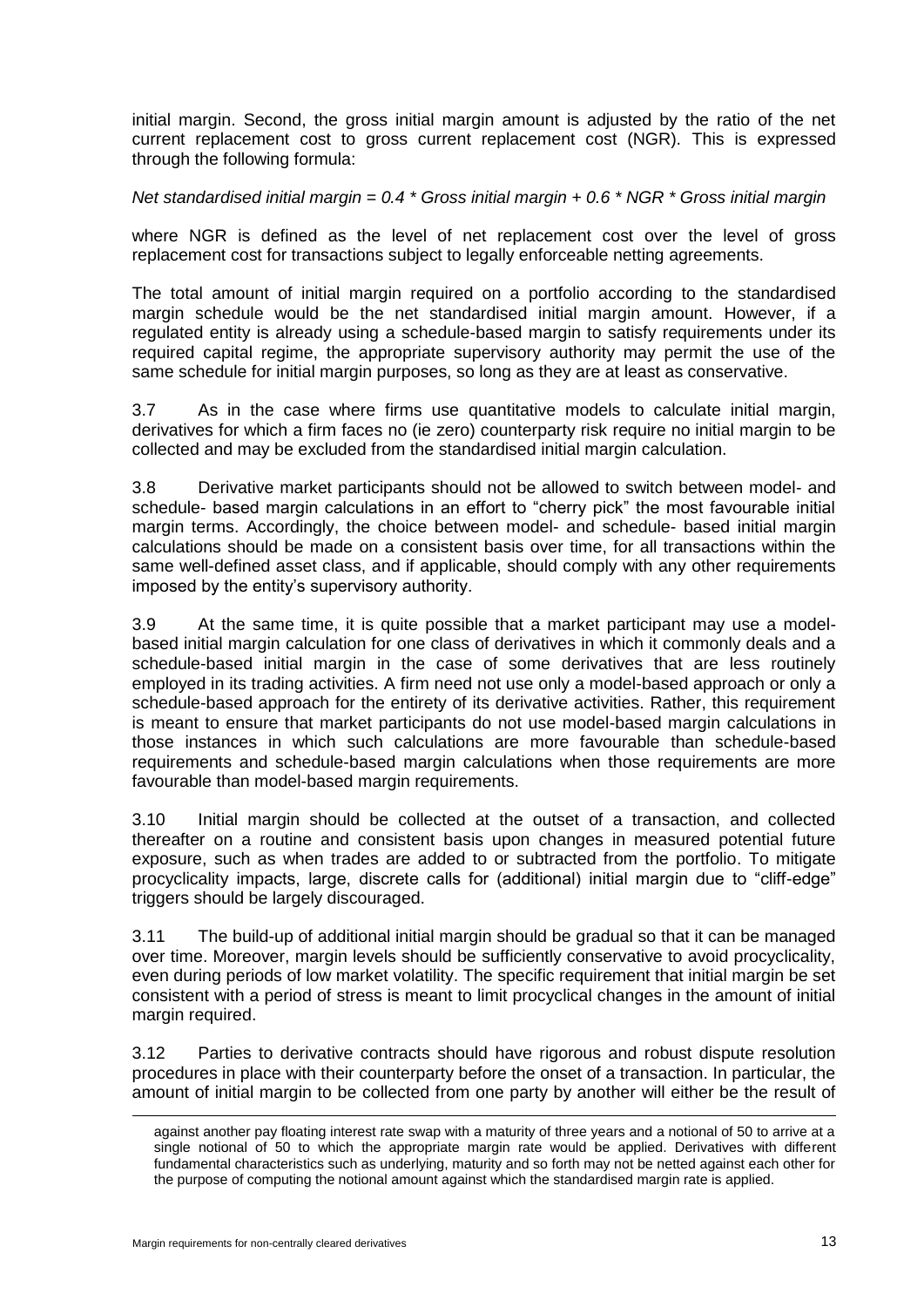initial margin. Second, the gross initial margin amount is adjusted by the ratio of the net current replacement cost to gross current replacement cost (NGR). This is expressed through the following formula:

*Net standardised initial margin = 0.4 * Gross initial margin + 0.6 * NGR * Gross initial margin*

where NGR is defined as the level of net replacement cost over the level of gross replacement cost for transactions subject to legally enforceable netting agreements.

The total amount of initial margin required on a portfolio according to the standardised margin schedule would be the net standardised initial margin amount. However, if a regulated entity is already using a schedule-based margin to satisfy requirements under its required capital regime, the appropriate supervisory authority may permit the use of the same schedule for initial margin purposes, so long as they are at least as conservative.

3.7 As in the case where firms use quantitative models to calculate initial margin, derivatives for which a firm faces no (ie zero) counterparty risk require no initial margin to be collected and may be excluded from the standardised initial margin calculation.

3.8 Derivative market participants should not be allowed to switch between model- and schedule- based margin calculations in an effort to "cherry pick" the most favourable initial margin terms. Accordingly, the choice between model- and schedule- based initial margin calculations should be made on a consistent basis over time, for all transactions within the same well-defined asset class, and if applicable, should comply with any other requirements imposed by the entity's supervisory authority.

3.9 At the same time, it is quite possible that a market participant may use a model-based initial margin calculation for one class of derivatives in which it commonly deals and a schedule-based initial margin in the case of some derivatives that are less routinely employed in its trading activities. A firm need not use only a model-based approach or only a schedule-based approach for the entirety of its derivative activities. Rather, this requirement is meant to ensure that market participants do not use model-based margin calculations in those instances in which such calculations are more favourable than schedule-based requirements and schedule-based margin calculations when those requirements are more favourable than model-based margin requirements.

3.10 Initial margin should be collected at the outset of a transaction, and collected thereafter on a routine and consistent basis upon changes in measured potential future exposure, such as when trades are added to or subtracted from the portfolio. To mitigate procyclicality impacts, large, discrete calls for (additional) initial margin due to "cliff-edge" triggers should be largely discouraged.

3.11 The build-up of additional initial margin should be gradual so that it can be managed over time. Moreover, margin levels should be sufficiently conservative to avoid procyclicality, even during periods of low market volatility. The specific requirement that initial margin be set consistent with a period of stress is meant to limit procyclical changes in the amount of initial margin required.

3.12 Parties to derivative contracts should have rigorous and robust dispute resolution procedures in place with their counterparty before the onset of a transaction. In particular, the amount of initial margin to be collected from one party by another will either be the result of

---

against another pay floating interest rate swap with a maturity of three years and a notional of 50 to arrive at a single notional of 50 to which the appropriate margin rate would be applied. Derivatives with different fundamental characteristics such as underlying, maturity and so forth may not be netted against each other for the purpose of computing the notional amount against which the standardised margin rate is applied.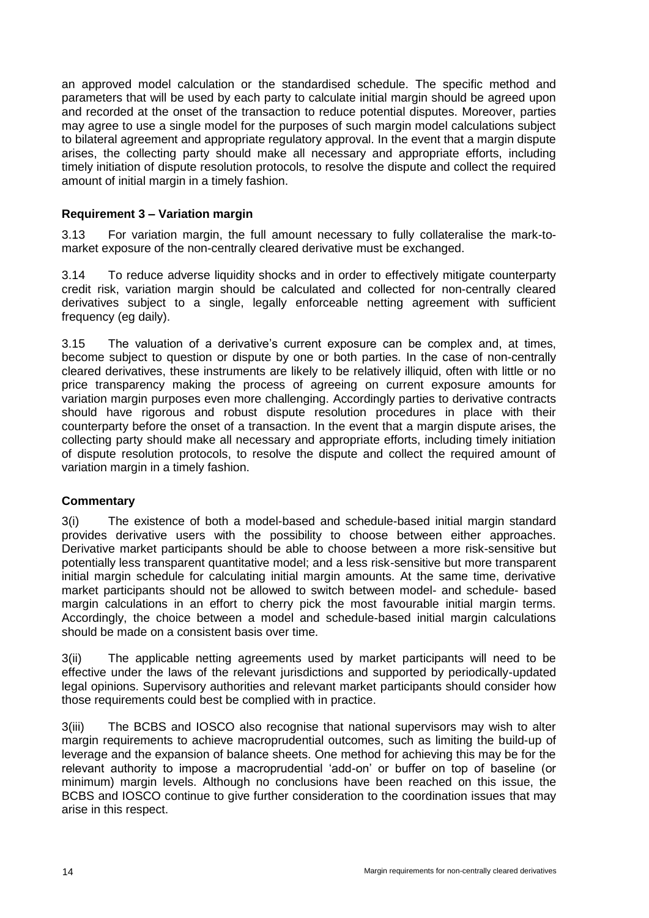an approved model calculation or the standardised schedule. The specific method and parameters that will be used by each party to calculate initial margin should be agreed upon and recorded at the onset of the transaction to reduce potential disputes. Moreover, parties may agree to use a single model for the purposes of such margin model calculations subject to bilateral agreement and appropriate regulatory approval. In the event that a margin dispute arises, the collecting party should make all necessary and appropriate efforts, including timely initiation of dispute resolution protocols, to resolve the dispute and collect the required amount of initial margin in a timely fashion.

### Requirement 3 – Variation margin

3.13 For variation margin, the full amount necessary to fully collateralise the mark-to-market exposure of the non-centrally cleared derivative must be exchanged.

3.14 To reduce adverse liquidity shocks and in order to effectively mitigate counterparty credit risk, variation margin should be calculated and collected for non-centrally cleared derivatives subject to a single, legally enforceable netting agreement with sufficient frequency (eg daily).

3.15 The valuation of a derivative's current exposure can be complex and, at times, become subject to question or dispute by one or both parties. In the case of non-centrally cleared derivatives, these instruments are likely to be relatively illiquid, often with little or no price transparency making the process of agreeing on current exposure amounts for variation margin purposes even more challenging. Accordingly parties to derivative contracts should have rigorous and robust dispute resolution procedures in place with their counterparty before the onset of a transaction. In the event that a margin dispute arises, the collecting party should make all necessary and appropriate efforts, including timely initiation of dispute resolution protocols, to resolve the dispute and collect the required amount of variation margin in a timely fashion.

### Commentary

3(i) The existence of both a model-based and schedule-based initial margin standard provides derivative users with the possibility to choose between either approaches. Derivative market participants should be able to choose between a more risk-sensitive but potentially less transparent quantitative model; and a less risk-sensitive but more transparent initial margin schedule for calculating initial margin amounts. At the same time, derivative market participants should not be allowed to switch between model- and schedule- based margin calculations in an effort to cherry pick the most favourable initial margin terms. Accordingly, the choice between a model and schedule-based initial margin calculations should be made on a consistent basis over time.

3(ii) The applicable netting agreements used by market participants will need to be effective under the laws of the relevant jurisdictions and supported by periodically-updated legal opinions. Supervisory authorities and relevant market participants should consider how those requirements could best be complied with in practice.

3(iii) The BCBS and IOSCO also recognise that national supervisors may wish to alter margin requirements to achieve macroprudential outcomes, such as limiting the build-up of leverage and the expansion of balance sheets. One method for achieving this may be for the relevant authority to impose a macroprudential 'add-on' or buffer on top of baseline (or minimum) margin levels. Although no conclusions have been reached on this issue, the BCBS and IOSCO continue to give further consideration to the coordination issues that may arise in this respect.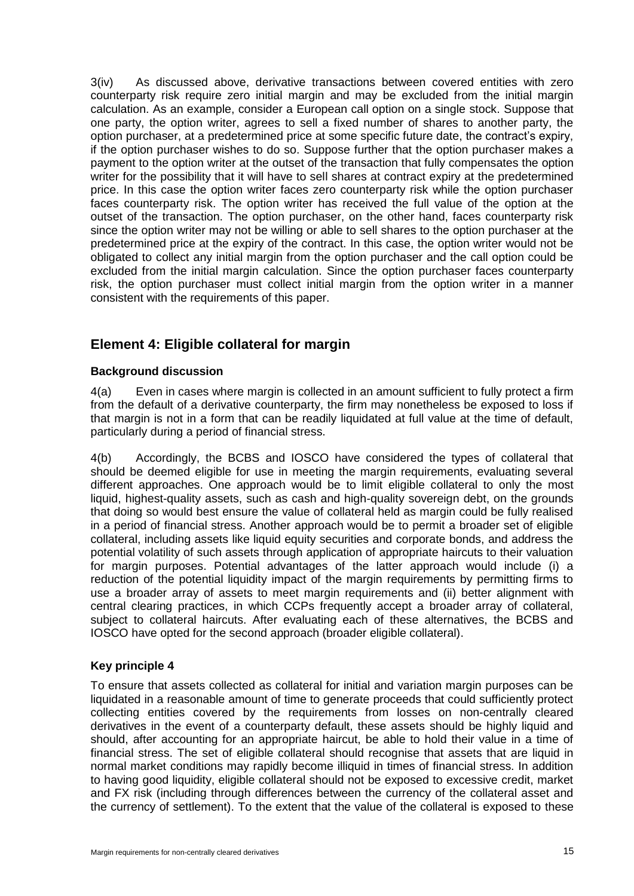3(iv) As discussed above, derivative transactions between covered entities with zero counterparty risk require zero initial margin and may be excluded from the initial margin calculation. As an example, consider a European call option on a single stock. Suppose that one party, the option writer, agrees to sell a fixed number of shares to another party, the option purchaser, at a predetermined price at some specific future date, the contract's expiry, if the option purchaser wishes to do so. Suppose further that the option purchaser makes a payment to the option writer at the outset of the transaction that fully compensates the option writer for the possibility that it will have to sell shares at contract expiry at the predetermined price. In this case the option writer faces zero counterparty risk while the option purchaser faces counterparty risk. The option writer has received the full value of the option at the outset of the transaction. The option purchaser, on the other hand, faces counterparty risk since the option writer may not be willing or able to sell shares to the option purchaser at the predetermined price at the expiry of the contract. In this case, the option writer would not be obligated to collect any initial margin from the option purchaser and the call option could be excluded from the initial margin calculation. Since the option purchaser faces counterparty risk, the option purchaser must collect initial margin from the option writer in a manner consistent with the requirements of this paper.

## Element 4: Eligible collateral for margin

### Background discussion

4(a) Even in cases where margin is collected in an amount sufficient to fully protect a firm from the default of a derivative counterparty, the firm may nonetheless be exposed to loss if that margin is not in a form that can be readily liquidated at full value at the time of default, particularly during a period of financial stress.

4(b) Accordingly, the BCBS and IOSCO have considered the types of collateral that should be deemed eligible for use in meeting the margin requirements, evaluating several different approaches. One approach would be to limit eligible collateral to only the most liquid, highest-quality assets, such as cash and high-quality sovereign debt, on the grounds that doing so would best ensure the value of collateral held as margin could be fully realised in a period of financial stress. Another approach would be to permit a broader set of eligible collateral, including assets like liquid equity securities and corporate bonds, and address the potential volatility of such assets through application of appropriate haircuts to their valuation for margin purposes. Potential advantages of the latter approach would include (i) a reduction of the potential liquidity impact of the margin requirements by permitting firms to use a broader array of assets to meet margin requirements and (ii) better alignment with central clearing practices, in which CCPs frequently accept a broader array of collateral, subject to collateral haircuts. After evaluating each of these alternatives, the BCBS and IOSCO have opted for the second approach (broader eligible collateral).

### Key principle 4

To ensure that assets collected as collateral for initial and variation margin purposes can be liquidated in a reasonable amount of time to generate proceeds that could sufficiently protect collecting entities covered by the requirements from losses on non-centrally cleared derivatives in the event of a counterparty default, these assets should be highly liquid and should, after accounting for an appropriate haircut, be able to hold their value in a time of financial stress. The set of eligible collateral should recognise that assets that are liquid in normal market conditions may rapidly become illiquid in times of financial stress. In addition to having good liquidity, eligible collateral should not be exposed to excessive credit, market and FX risk (including through differences between the currency of the collateral asset and the currency of settlement). To the extent that the value of the collateral is exposed to these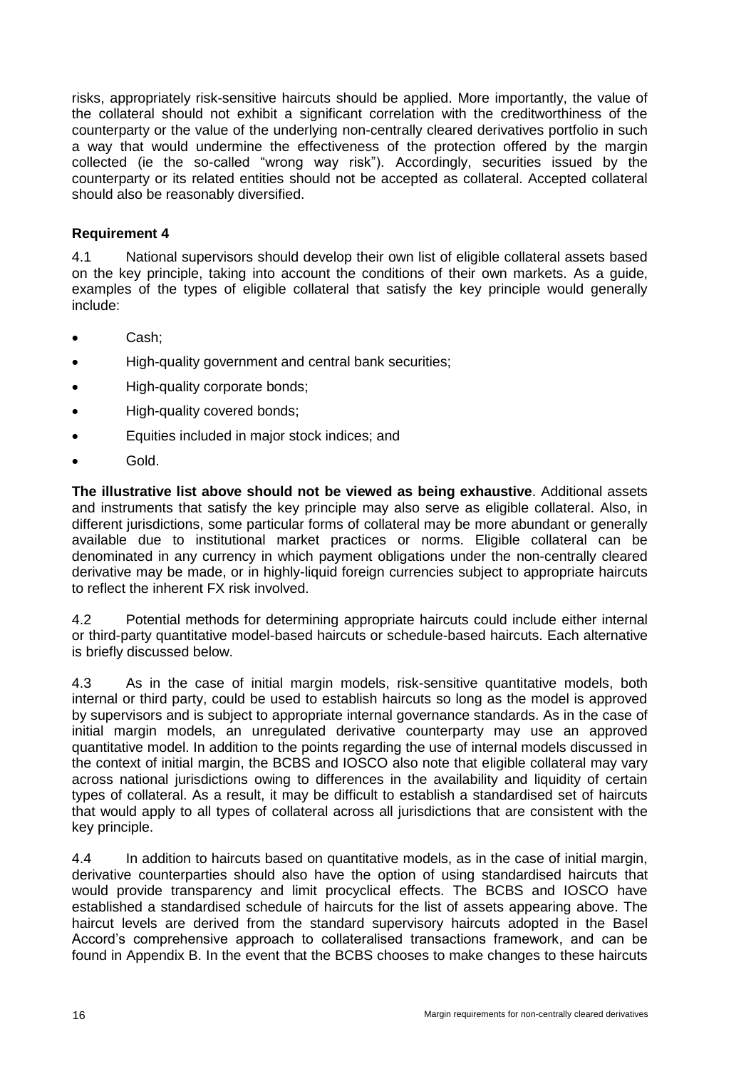risks, appropriately risk-sensitive haircuts should be applied. More importantly, the value of the collateral should not exhibit a significant correlation with the creditworthiness of the counterparty or the value of the underlying non-centrally cleared derivatives portfolio in such a way that would undermine the effectiveness of the protection offered by the margin collected (ie the so-called "wrong way risk"). Accordingly, securities issued by the counterparty or its related entities should not be accepted as collateral. Accepted collateral should also be reasonably diversified.

**Requirement 4**

4.1 National supervisors should develop their own list of eligible collateral assets based on the key principle, taking into account the conditions of their own markets. As a guide, examples of the types of eligible collateral that satisfy the key principle would generally include:

- Cash;
- High-quality government and central bank securities;
- High-quality corporate bonds;
- High-quality covered bonds;
- Equities included in major stock indices; and
- Gold.

**The illustrative list above should not be viewed as being exhaustive**. Additional assets and instruments that satisfy the key principle may also serve as eligible collateral. Also, in different jurisdictions, some particular forms of collateral may be more abundant or generally available due to institutional market practices or norms. Eligible collateral can be denominated in any currency in which payment obligations under the non-centrally cleared derivative may be made, or in highly-liquid foreign currencies subject to appropriate haircuts to reflect the inherent FX risk involved.

4.2 Potential methods for determining appropriate haircuts could include either internal or third-party quantitative model-based haircuts or schedule-based haircuts. Each alternative is briefly discussed below.

4.3 As in the case of initial margin models, risk-sensitive quantitative models, both internal or third party, could be used to establish haircuts so long as the model is approved by supervisors and is subject to appropriate internal governance standards. As in the case of initial margin models, an unregulated derivative counterparty may use an approved quantitative model. In addition to the points regarding the use of internal models discussed in the context of initial margin, the BCBS and IOSCO also note that eligible collateral may vary across national jurisdictions owing to differences in the availability and liquidity of certain types of collateral. As a result, it may be difficult to establish a standardised set of haircuts that would apply to all types of collateral across all jurisdictions that are consistent with the key principle.

4.4 In addition to haircuts based on quantitative models, as in the case of initial margin, derivative counterparties should also have the option of using standardised haircuts that would provide transparency and limit procyclical effects. The BCBS and IOSCO have established a standardised schedule of haircuts for the list of assets appearing above. The haircut levels are derived from the standard supervisory haircuts adopted in the Basel Accord's comprehensive approach to collateralised transactions framework, and can be found in Appendix B. In the event that the BCBS chooses to make changes to these haircuts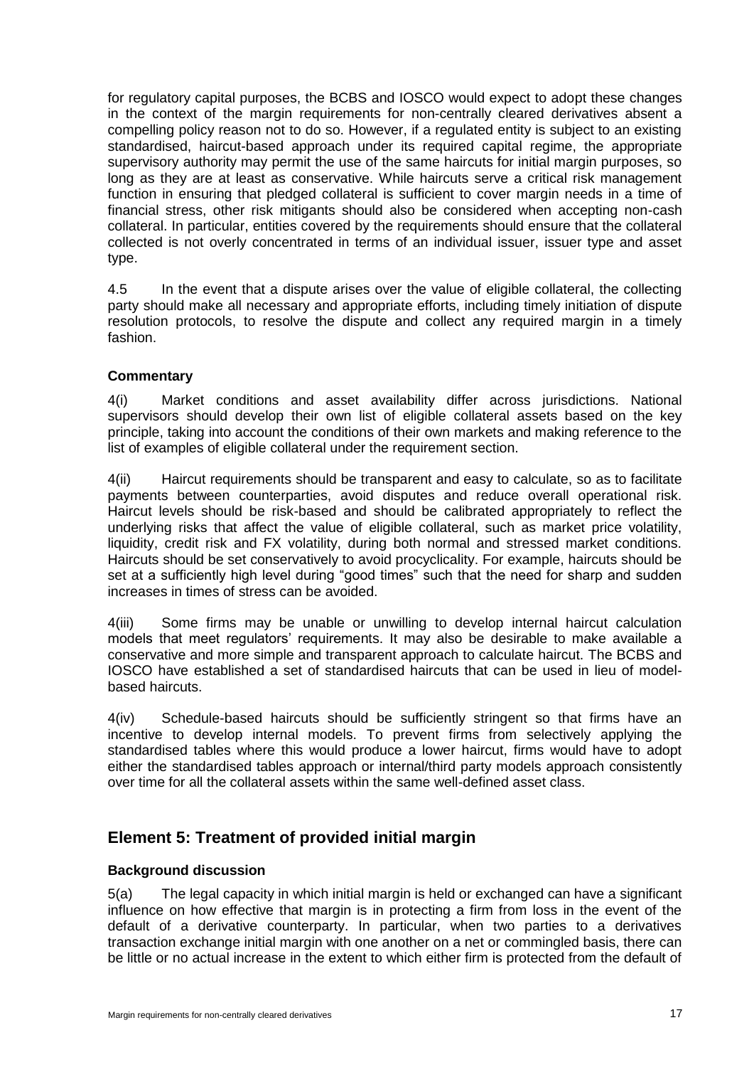for regulatory capital purposes, the BCBS and IOSCO would expect to adopt these changes in the context of the margin requirements for non-centrally cleared derivatives absent a compelling policy reason not to do so. However, if a regulated entity is subject to an existing standardised, haircut-based approach under its required capital regime, the appropriate supervisory authority may permit the use of the same haircuts for initial margin purposes, so long as they are at least as conservative. While haircuts serve a critical risk management function in ensuring that pledged collateral is sufficient to cover margin needs in a time of financial stress, other risk mitigants should also be considered when accepting non-cash collateral. In particular, entities covered by the requirements should ensure that the collateral collected is not overly concentrated in terms of an individual issuer, issuer type and asset type.

4.5 In the event that a dispute arises over the value of eligible collateral, the collecting party should make all necessary and appropriate efforts, including timely initiation of dispute resolution protocols, to resolve the dispute and collect any required margin in a timely fashion.

**Commentary**

4(i) Market conditions and asset availability differ across jurisdictions. National supervisors should develop their own list of eligible collateral assets based on the key principle, taking into account the conditions of their own markets and making reference to the list of examples of eligible collateral under the requirement section.

4(ii) Haircut requirements should be transparent and easy to calculate, so as to facilitate payments between counterparties, avoid disputes and reduce overall operational risk. Haircut levels should be risk-based and should be calibrated appropriately to reflect the underlying risks that affect the value of eligible collateral, such as market price volatility, liquidity, credit risk and FX volatility, during both normal and stressed market conditions. Haircuts should be set conservatively to avoid procyclicality. For example, haircuts should be set at a sufficiently high level during "good times" such that the need for sharp and sudden increases in times of stress can be avoided.

4(iii) Some firms may be unable or unwilling to develop internal haircut calculation models that meet regulators' requirements. It may also be desirable to make available a conservative and more simple and transparent approach to calculate haircut. The BCBS and IOSCO have established a set of standardised haircuts that can be used in lieu of model-based haircuts.

4(iv) Schedule-based haircuts should be sufficiently stringent so that firms have an incentive to develop internal models. To prevent firms from selectively applying the standardised tables where this would produce a lower haircut, firms would have to adopt either the standardised tables approach or internal/third party models approach consistently over time for all the collateral assets within the same well-defined asset class.

## Element 5: Treatment of provided initial margin

**Background discussion**

5(a) The legal capacity in which initial margin is held or exchanged can have a significant influence on how effective that margin is in protecting a firm from loss in the event of the default of a derivative counterparty. In particular, when two parties to a derivatives transaction exchange initial margin with one another on a net or commingled basis, there can be little or no actual increase in the extent to which either firm is protected from the default of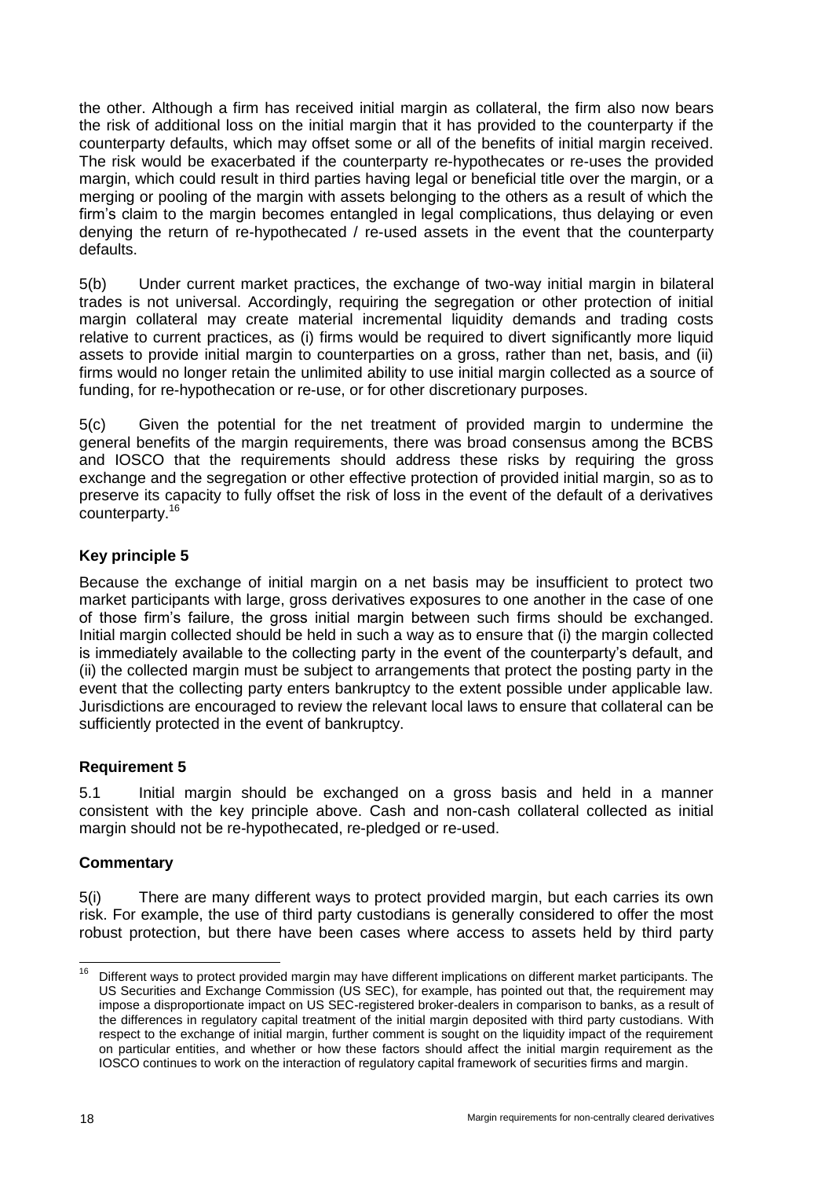the other. Although a firm has received initial margin as collateral, the firm also now bears the risk of additional loss on the initial margin that it has provided to the counterparty if the counterparty defaults, which may offset some or all of the benefits of initial margin received. The risk would be exacerbated if the counterparty re-hypothecates or re-uses the provided margin, which could result in third parties having legal or beneficial title over the margin, or a merging or pooling of the margin with assets belonging to the others as a result of which the firm's claim to the margin becomes entangled in legal complications, thus delaying or even denying the return of re-hypothecated / re-used assets in the event that the counterparty defaults.

5(b) Under current market practices, the exchange of two-way initial margin in bilateral trades is not universal. Accordingly, requiring the segregation or other protection of initial margin collateral may create material incremental liquidity demands and trading costs relative to current practices, as (i) firms would be required to divert significantly more liquid assets to provide initial margin to counterparties on a gross, rather than net, basis, and (ii) firms would no longer retain the unlimited ability to use initial margin collected as a source of funding, for re-hypothecation or re-use, or for other discretionary purposes.

5(c) Given the potential for the net treatment of provided margin to undermine the general benefits of the margin requirements, there was broad consensus among the BCBS and IOSCO that the requirements should address these risks by requiring the gross exchange and the segregation or other effective protection of provided initial margin, so as to preserve its capacity to fully offset the risk of loss in the event of the default of a derivatives counterparty.[16]

### Key principle 5

Because the exchange of initial margin on a net basis may be insufficient to protect two market participants with large, gross derivatives exposures to one another in the case of one of those firm's failure, the gross initial margin between such firms should be exchanged. Initial margin collected should be held in such a way as to ensure that (i) the margin collected is immediately available to the collecting party in the event of the counterparty's default, and (ii) the collected margin must be subject to arrangements that protect the posting party in the event that the collecting party enters bankruptcy to the extent possible under applicable law. Jurisdictions are encouraged to review the relevant local laws to ensure that collateral can be sufficiently protected in the event of bankruptcy.

### Requirement 5

5.1 Initial margin should be exchanged on a gross basis and held in a manner consistent with the key principle above. Cash and non-cash collateral collected as initial margin should not be re-hypothecated, re-pledged or re-used.

### Commentary

5(i) There are many different ways to protect provided margin, but each carries its own risk. For example, the use of third party custodians is generally considered to offer the most robust protection, but there have been cases where access to assets held by third party

---

[16] Different ways to protect provided margin may have different implications on different market participants. The US Securities and Exchange Commission (US SEC), for example, has pointed out that, the requirement may impose a disproportionate impact on US SEC-registered broker-dealers in comparison to banks, as a result of the differences in regulatory capital treatment of the initial margin deposited with third party custodians. With respect to the exchange of initial margin, further comment is sought on the liquidity impact of the requirement on particular entities, and whether or how these factors should affect the initial margin requirement as the IOSCO continues to work on the interaction of regulatory capital framework of securities firms and margin.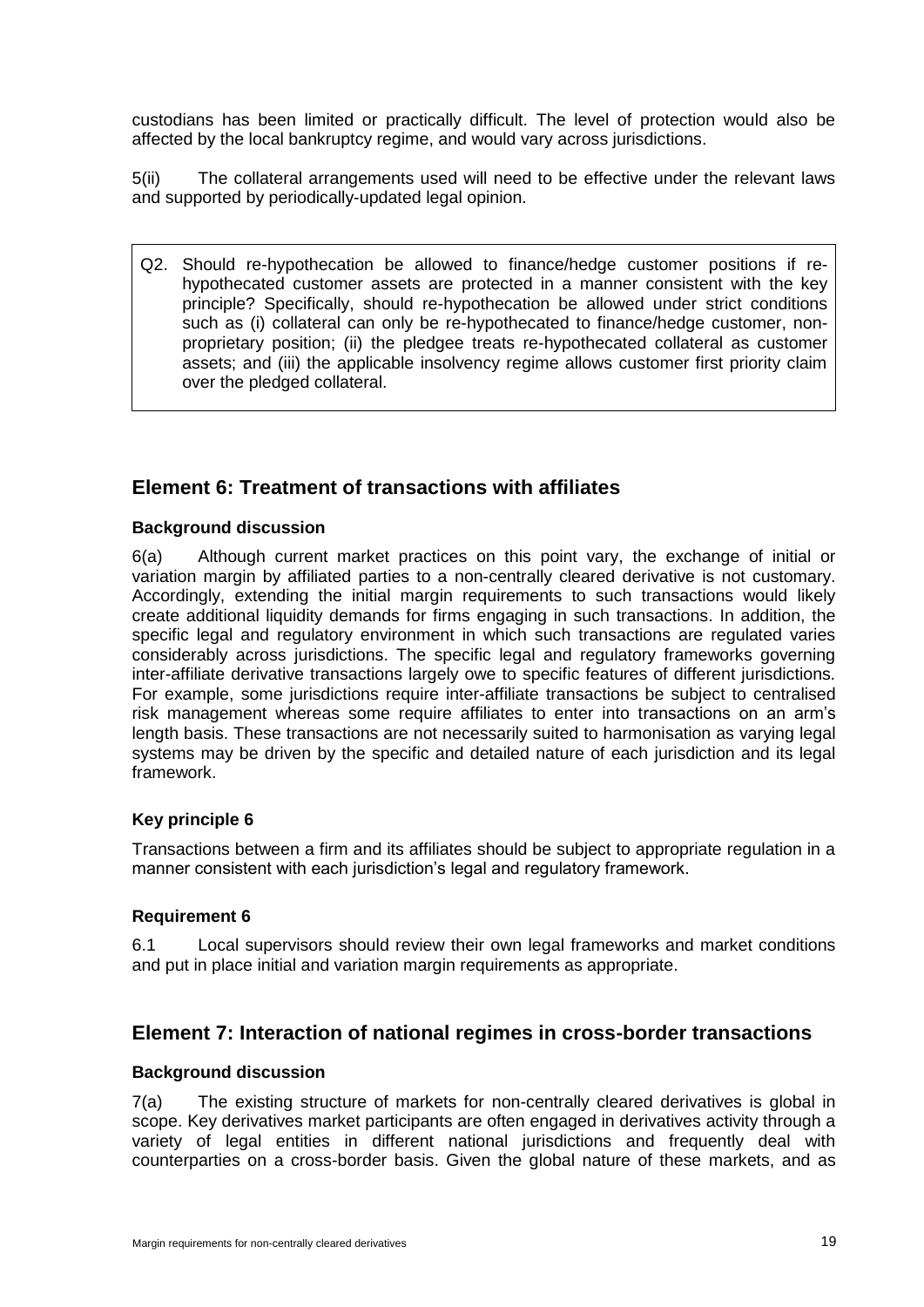custodians has been limited or practically difficult. The level of protection would also be affected by the local bankruptcy regime, and would vary across jurisdictions.

5(ii) The collateral arrangements used will need to be effective under the relevant laws and supported by periodically-updated legal opinion.

> Q2. Should re-hypothecation be allowed to finance/hedge customer positions if re-hypothecated customer assets are protected in a manner consistent with the key principle? Specifically, should re-hypothecation be allowed under strict conditions such as (i) collateral can only be re-hypothecated to finance/hedge customer, non-proprietary position; (ii) the pledgee treats re-hypothecated collateral as customer assets; and (iii) the applicable insolvency regime allows customer first priority claim over the pledged collateral.

## Element 6: Treatment of transactions with affiliates

### Background discussion

6(a) Although current market practices on this point vary, the exchange of initial or variation margin by affiliated parties to a non-centrally cleared derivative is not customary. Accordingly, extending the initial margin requirements to such transactions would likely create additional liquidity demands for firms engaging in such transactions. In addition, the specific legal and regulatory environment in which such transactions are regulated varies considerably across jurisdictions. The specific legal and regulatory frameworks governing inter-affiliate derivative transactions largely owe to specific features of different jurisdictions. For example, some jurisdictions require inter-affiliate transactions be subject to centralised risk management whereas some require affiliates to enter into transactions on an arm's length basis. These transactions are not necessarily suited to harmonisation as varying legal systems may be driven by the specific and detailed nature of each jurisdiction and its legal framework.

### Key principle 6

Transactions between a firm and its affiliates should be subject to appropriate regulation in a manner consistent with each jurisdiction's legal and regulatory framework.

### Requirement 6

6.1 Local supervisors should review their own legal frameworks and market conditions and put in place initial and variation margin requirements as appropriate.

## Element 7: Interaction of national regimes in cross-border transactions

### Background discussion

7(a) The existing structure of markets for non-centrally cleared derivatives is global in scope. Key derivatives market participants are often engaged in derivatives activity through a variety of legal entities in different national jurisdictions and frequently deal with counterparties on a cross-border basis. Given the global nature of these markets, and as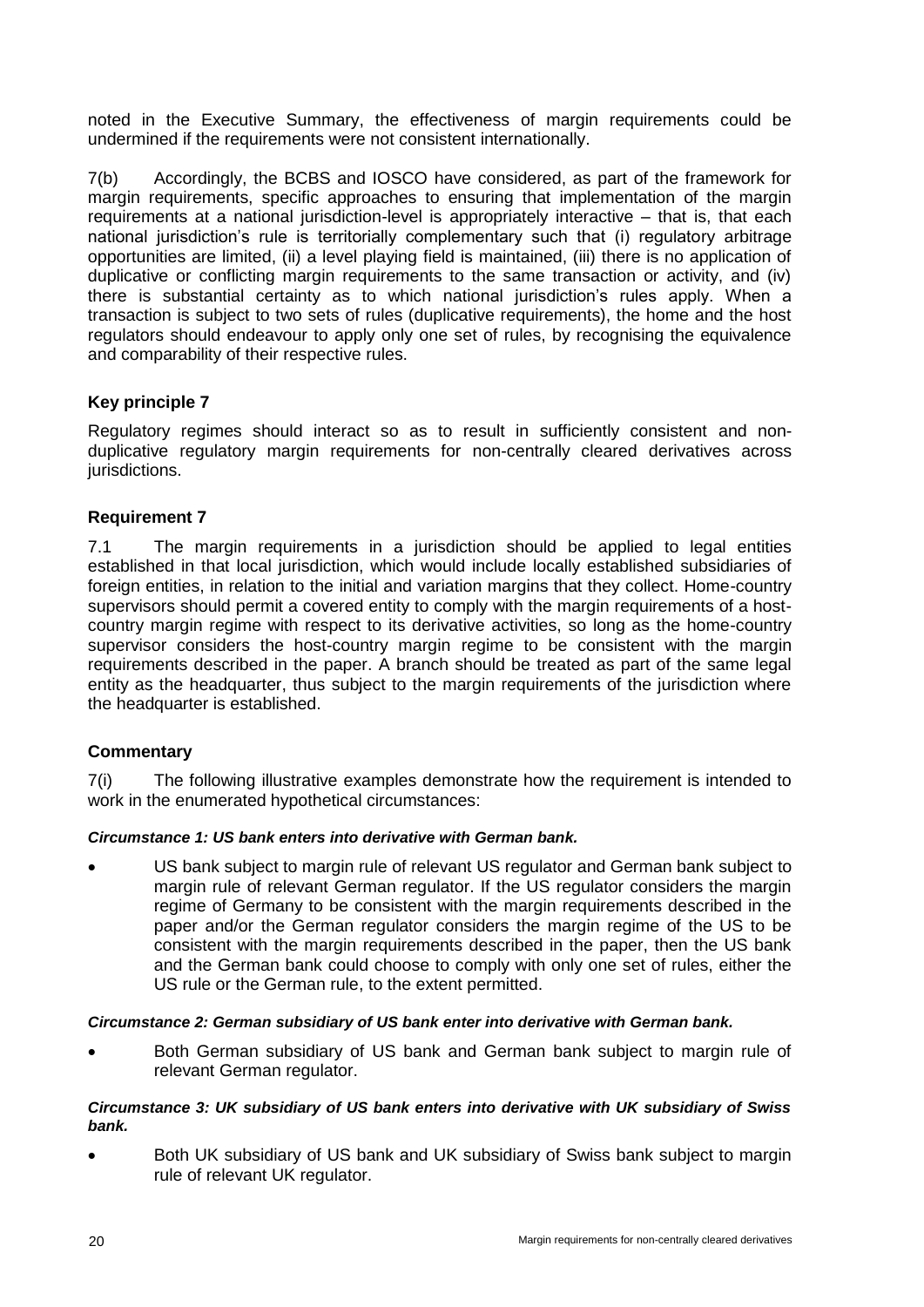noted in the Executive Summary, the effectiveness of margin requirements could be undermined if the requirements were not consistent internationally.

7(b) Accordingly, the BCBS and IOSCO have considered, as part of the framework for margin requirements, specific approaches to ensuring that implementation of the margin requirements at a national jurisdiction-level is appropriately interactive – that is, that each national jurisdiction's rule is territorially complementary such that (i) regulatory arbitrage opportunities are limited, (ii) a level playing field is maintained, (iii) there is no application of duplicative or conflicting margin requirements to the same transaction or activity, and (iv) there is substantial certainty as to which national jurisdiction's rules apply. When a transaction is subject to two sets of rules (duplicative requirements), the home and the host regulators should endeavour to apply only one set of rules, by recognising the equivalence and comparability of their respective rules.

### Key principle 7

Regulatory regimes should interact so as to result in sufficiently consistent and non-duplicative regulatory margin requirements for non-centrally cleared derivatives across jurisdictions.

### Requirement 7

7.1 The margin requirements in a jurisdiction should be applied to legal entities established in that local jurisdiction, which would include locally established subsidiaries of foreign entities, in relation to the initial and variation margins that they collect. Home-country supervisors should permit a covered entity to comply with the margin requirements of a host-country margin regime with respect to its derivative activities, so long as the home-country supervisor considers the host-country margin regime to be consistent with the margin requirements described in the paper. A branch should be treated as part of the same legal entity as the headquarter, thus subject to the margin requirements of the jurisdiction where the headquarter is established.

### Commentary

7(i) The following illustrative examples demonstrate how the requirement is intended to work in the enumerated hypothetical circumstances:

***Circumstance 1: US bank enters into derivative with German bank.***

- US bank subject to margin rule of relevant US regulator and German bank subject to margin rule of relevant German regulator. If the US regulator considers the margin regime of Germany to be consistent with the margin requirements described in the paper and/or the German regulator considers the margin regime of the US to be consistent with the margin requirements described in the paper, then the US bank and the German bank could choose to comply with only one set of rules, either the US rule or the German rule, to the extent permitted.

***Circumstance 2: German subsidiary of US bank enter into derivative with German bank.***

- Both German subsidiary of US bank and German bank subject to margin rule of relevant German regulator.

***Circumstance 3: UK subsidiary of US bank enters into derivative with UK subsidiary of Swiss bank.***

- Both UK subsidiary of US bank and UK subsidiary of Swiss bank subject to margin rule of relevant UK regulator.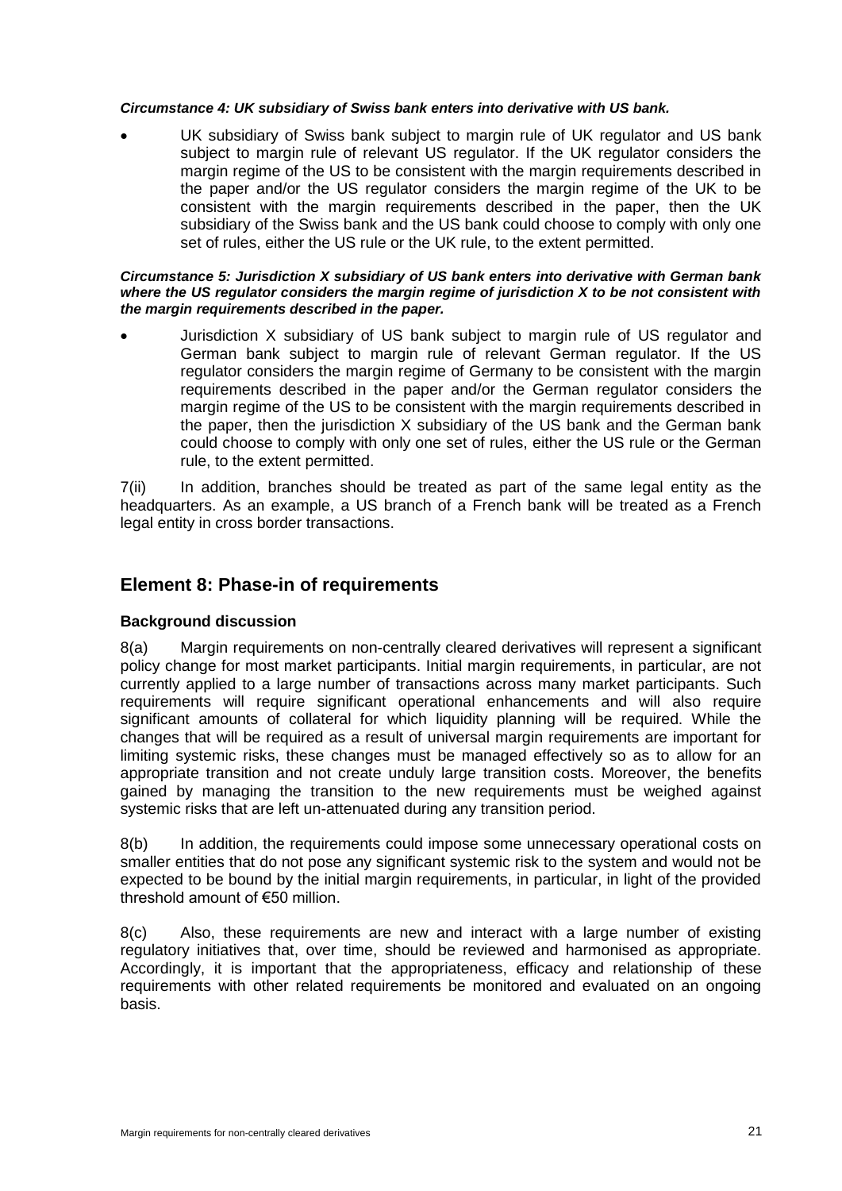***Circumstance 4: UK subsidiary of Swiss bank enters into derivative with US bank.***

- UK subsidiary of Swiss bank subject to margin rule of UK regulator and US bank subject to margin rule of relevant US regulator. If the UK regulator considers the margin regime of the US to be consistent with the margin requirements described in the paper and/or the US regulator considers the margin regime of the UK to be consistent with the margin requirements described in the paper, then the UK subsidiary of the Swiss bank and the US bank could choose to comply with only one set of rules, either the US rule or the UK rule, to the extent permitted.

***Circumstance 5: Jurisdiction X subsidiary of US bank enters into derivative with German bank where the US regulator considers the margin regime of jurisdiction X to be not consistent with the margin requirements described in the paper.***

- Jurisdiction X subsidiary of US bank subject to margin rule of US regulator and German bank subject to margin rule of relevant German regulator. If the US regulator considers the margin regime of Germany to be consistent with the margin requirements described in the paper and/or the German regulator considers the margin regime of the US to be consistent with the margin requirements described in the paper, then the jurisdiction X subsidiary of the US bank and the German bank could choose to comply with only one set of rules, either the US rule or the German rule, to the extent permitted.

7(ii) In addition, branches should be treated as part of the same legal entity as the headquarters. As an example, a US branch of a French bank will be treated as a French legal entity in cross border transactions.

## Element 8: Phase-in of requirements

### Background discussion

8(a) Margin requirements on non-centrally cleared derivatives will represent a significant policy change for most market participants. Initial margin requirements, in particular, are not currently applied to a large number of transactions across many market participants. Such requirements will require significant operational enhancements and will also require significant amounts of collateral for which liquidity planning will be required. While the changes that will be required as a result of universal margin requirements are important for limiting systemic risks, these changes must be managed effectively so as to allow for an appropriate transition and not create unduly large transition costs. Moreover, the benefits gained by managing the transition to the new requirements must be weighed against systemic risks that are left un-attenuated during any transition period.

8(b) In addition, the requirements could impose some unnecessary operational costs on smaller entities that do not pose any significant systemic risk to the system and would not be expected to be bound by the initial margin requirements, in particular, in light of the provided threshold amount of €50 million.

8(c) Also, these requirements are new and interact with a large number of existing regulatory initiatives that, over time, should be reviewed and harmonised as appropriate. Accordingly, it is important that the appropriateness, efficacy and relationship of these requirements with other related requirements be monitored and evaluated on an ongoing basis.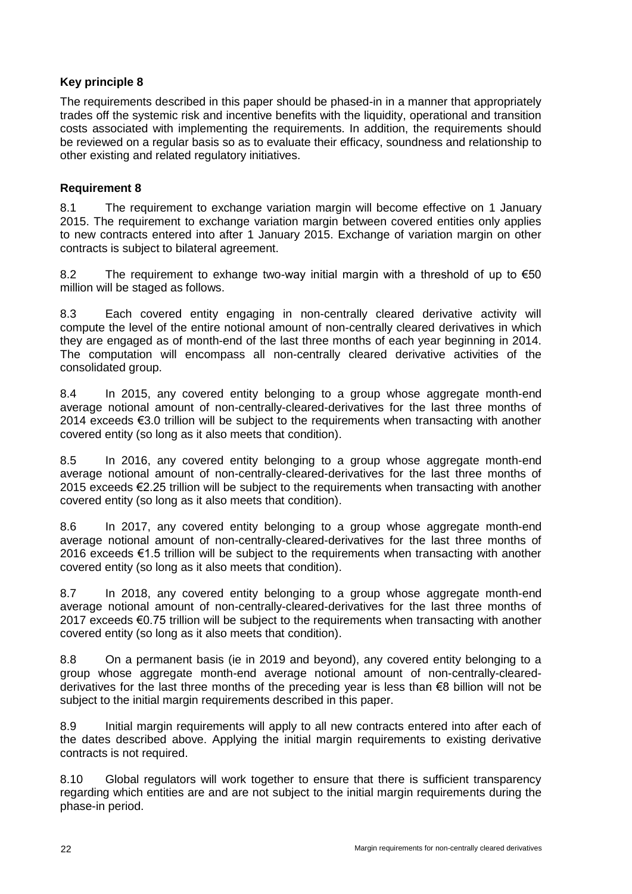**Key principle 8**

The requirements described in this paper should be phased-in in a manner that appropriately trades off the systemic risk and incentive benefits with the liquidity, operational and transition costs associated with implementing the requirements. In addition, the requirements should be reviewed on a regular basis so as to evaluate their efficacy, soundness and relationship to other existing and related regulatory initiatives.

**Requirement 8**

8.1 The requirement to exchange variation margin will become effective on 1 January 2015. The requirement to exchange variation margin between covered entities only applies to new contracts entered into after 1 January 2015. Exchange of variation margin on other contracts is subject to bilateral agreement.

8.2 The requirement to exhange two-way initial margin with a threshold of up to €50 million will be staged as follows.

8.3 Each covered entity engaging in non-centrally cleared derivative activity will compute the level of the entire notional amount of non-centrally cleared derivatives in which they are engaged as of month-end of the last three months of each year beginning in 2014. The computation will encompass all non-centrally cleared derivative activities of the consolidated group.

8.4 In 2015, any covered entity belonging to a group whose aggregate month-end average notional amount of non-centrally-cleared-derivatives for the last three months of 2014 exceeds €3.0 trillion will be subject to the requirements when transacting with another covered entity (so long as it also meets that condition).

8.5 In 2016, any covered entity belonging to a group whose aggregate month-end average notional amount of non-centrally-cleared-derivatives for the last three months of 2015 exceeds €2.25 trillion will be subject to the requirements when transacting with another covered entity (so long as it also meets that condition).

8.6 In 2017, any covered entity belonging to a group whose aggregate month-end average notional amount of non-centrally-cleared-derivatives for the last three months of 2016 exceeds €1.5 trillion will be subject to the requirements when transacting with another covered entity (so long as it also meets that condition).

8.7 In 2018, any covered entity belonging to a group whose aggregate month-end average notional amount of non-centrally-cleared-derivatives for the last three months of 2017 exceeds €0.75 trillion will be subject to the requirements when transacting with another covered entity (so long as it also meets that condition).

8.8 On a permanent basis (ie in 2019 and beyond), any covered entity belonging to a group whose aggregate month-end average notional amount of non-centrally-cleared-derivatives for the last three months of the preceding year is less than €8 billion will not be subject to the initial margin requirements described in this paper.

8.9 Initial margin requirements will apply to all new contracts entered into after each of the dates described above. Applying the initial margin requirements to existing derivative contracts is not required.

8.10 Global regulators will work together to ensure that there is sufficient transparency regarding which entities are and are not subject to the initial margin requirements during the phase-in period.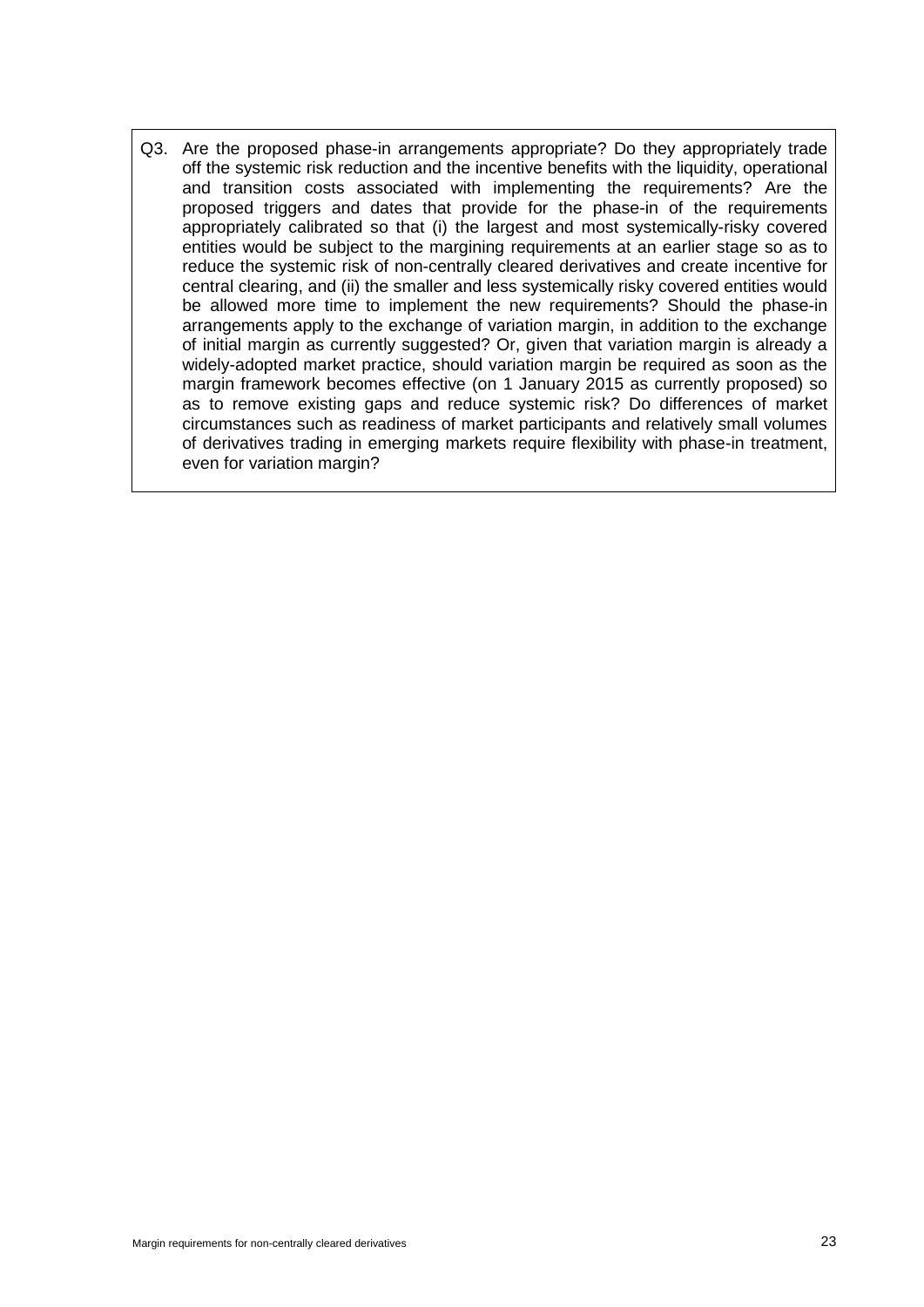Q3. Are the proposed phase-in arrangements appropriate? Do they appropriately trade off the systemic risk reduction and the incentive benefits with the liquidity, operational and transition costs associated with implementing the requirements? Are the proposed triggers and dates that provide for the phase-in of the requirements appropriately calibrated so that (i) the largest and most systemically-risky covered entities would be subject to the margining requirements at an earlier stage so as to reduce the systemic risk of non-centrally cleared derivatives and create incentive for central clearing, and (ii) the smaller and less systemically risky covered entities would be allowed more time to implement the new requirements? Should the phase-in arrangements apply to the exchange of variation margin, in addition to the exchange of initial margin as currently suggested? Or, given that variation margin is already a widely-adopted market practice, should variation margin be required as soon as the margin framework becomes effective (on 1 January 2015 as currently proposed) so as to remove existing gaps and reduce systemic risk? Do differences of market circumstances such as readiness of market participants and relatively small volumes of derivatives trading in emerging markets require flexibility with phase-in treatment, even for variation margin?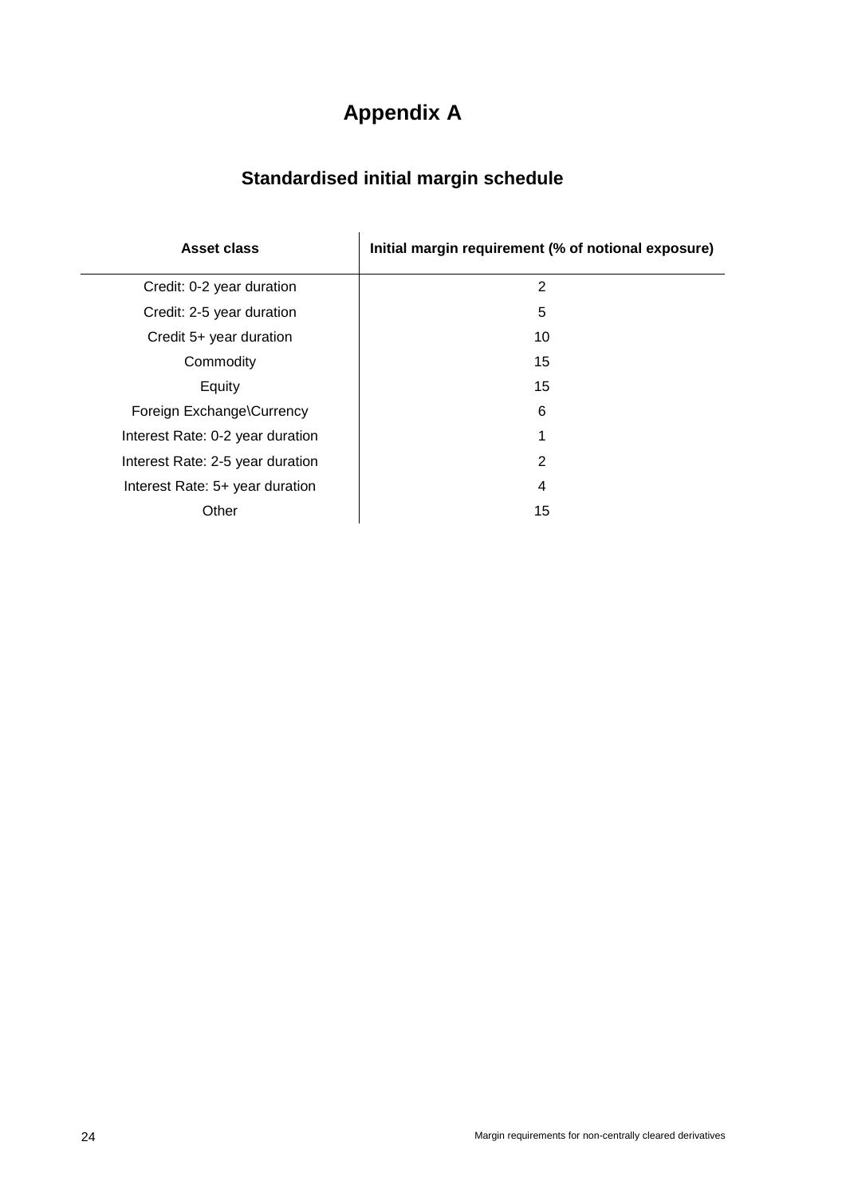# Appendix A

## Standardised initial margin schedule

| Asset class | Initial margin requirement (% of notional exposure) |
|---|---|
| Credit: 0-2 year duration | 2 |
| Credit: 2-5 year duration | 5 |
| Credit 5+ year duration | 10 |
| Commodity | 15 |
| Equity | 15 |
| Foreign Exchange\Currency | 6 |
| Interest Rate: 0-2 year duration | 1 |
| Interest Rate: 2-5 year duration | 2 |
| Interest Rate: 5+ year duration | 4 |
| Other | 15 |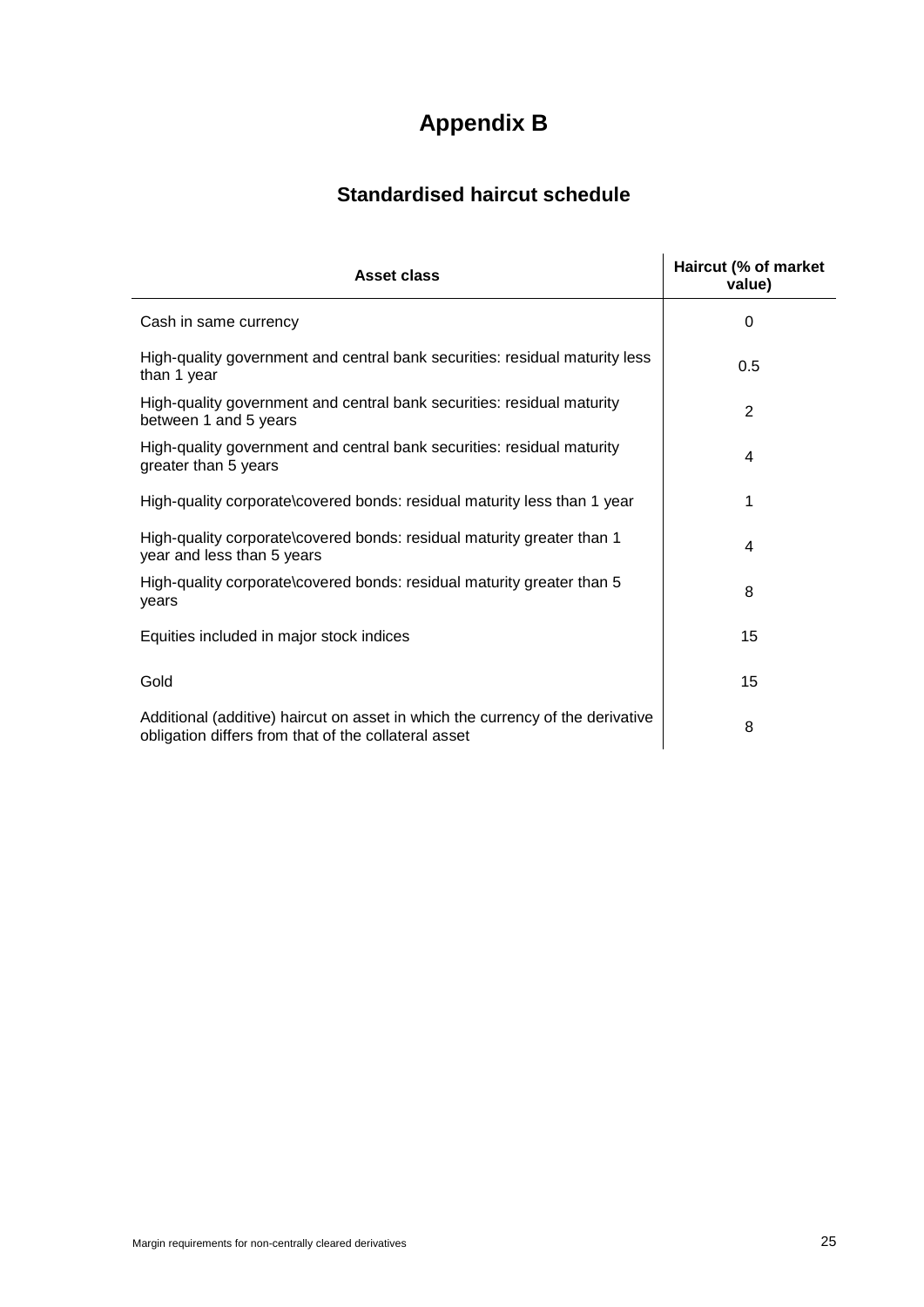# Appendix B

## Standardised haircut schedule

| Asset class | Haircut (% of market value) |
|---|---|
| Cash in same currency | 0 |
| High-quality government and central bank securities: residual maturity less than 1 year | 0.5 |
| High-quality government and central bank securities: residual maturity between 1 and 5 years | 2 |
| High-quality government and central bank securities: residual maturity greater than 5 years | 4 |
| High-quality corporate\covered bonds: residual maturity less than 1 year | 1 |
| High-quality corporate\covered bonds: residual maturity greater than 1 year and less than 5 years | 4 |
| High-quality corporate\covered bonds: residual maturity greater than 5 years | 8 |
| Equities included in major stock indices | 15 |
| Gold | 15 |
| Additional (additive) haircut on asset in which the currency of the derivative obligation differs from that of the collateral asset | 8 |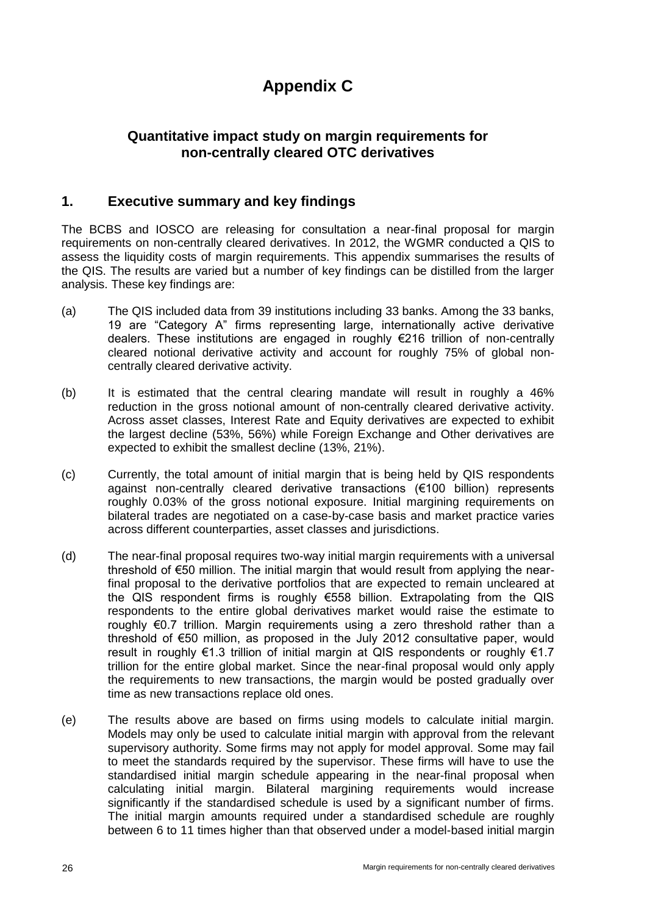# Appendix C

## Quantitative impact study on margin requirements for non-centrally cleared OTC derivatives

## 1. Executive summary and key findings

The BCBS and IOSCO are releasing for consultation a near-final proposal for margin requirements on non-centrally cleared derivatives. In 2012, the WGMR conducted a QIS to assess the liquidity costs of margin requirements. This appendix summarises the results of the QIS. The results are varied but a number of key findings can be distilled from the larger analysis. These key findings are:

(a) The QIS included data from 39 institutions including 33 banks. Among the 33 banks, 19 are "Category A" firms representing large, internationally active derivative dealers. These institutions are engaged in roughly €216 trillion of non-centrally cleared notional derivative activity and account for roughly 75% of global non-centrally cleared derivative activity.

(b) It is estimated that the central clearing mandate will result in roughly a 46% reduction in the gross notional amount of non-centrally cleared derivative activity. Across asset classes, Interest Rate and Equity derivatives are expected to exhibit the largest decline (53%, 56%) while Foreign Exchange and Other derivatives are expected to exhibit the smallest decline (13%, 21%).

(c) Currently, the total amount of initial margin that is being held by QIS respondents against non-centrally cleared derivative transactions (€100 billion) represents roughly 0.03% of the gross notional exposure. Initial margining requirements on bilateral trades are negotiated on a case-by-case basis and market practice varies across different counterparties, asset classes and jurisdictions.

(d) The near-final proposal requires two-way initial margin requirements with a universal threshold of €50 million. The initial margin that would result from applying the near-final proposal to the derivative portfolios that are expected to remain uncleared at the QIS respondent firms is roughly €558 billion. Extrapolating from the QIS respondents to the entire global derivatives market would raise the estimate to roughly €0.7 trillion. Margin requirements using a zero threshold rather than a threshold of €50 million, as proposed in the July 2012 consultative paper, would result in roughly €1.3 trillion of initial margin at QIS respondents or roughly €1.7 trillion for the entire global market. Since the near-final proposal would only apply the requirements to new transactions, the margin would be posted gradually over time as new transactions replace old ones.

(e) The results above are based on firms using models to calculate initial margin. Models may only be used to calculate initial margin with approval from the relevant supervisory authority. Some firms may not apply for model approval. Some may fail to meet the standards required by the supervisor. These firms will have to use the standardised initial margin schedule appearing in the near-final proposal when calculating initial margin. Bilateral margining requirements would increase significantly if the standardised schedule is used by a significant number of firms. The initial margin amounts required under a standardised schedule are roughly between 6 to 11 times higher than that observed under a model-based initial margin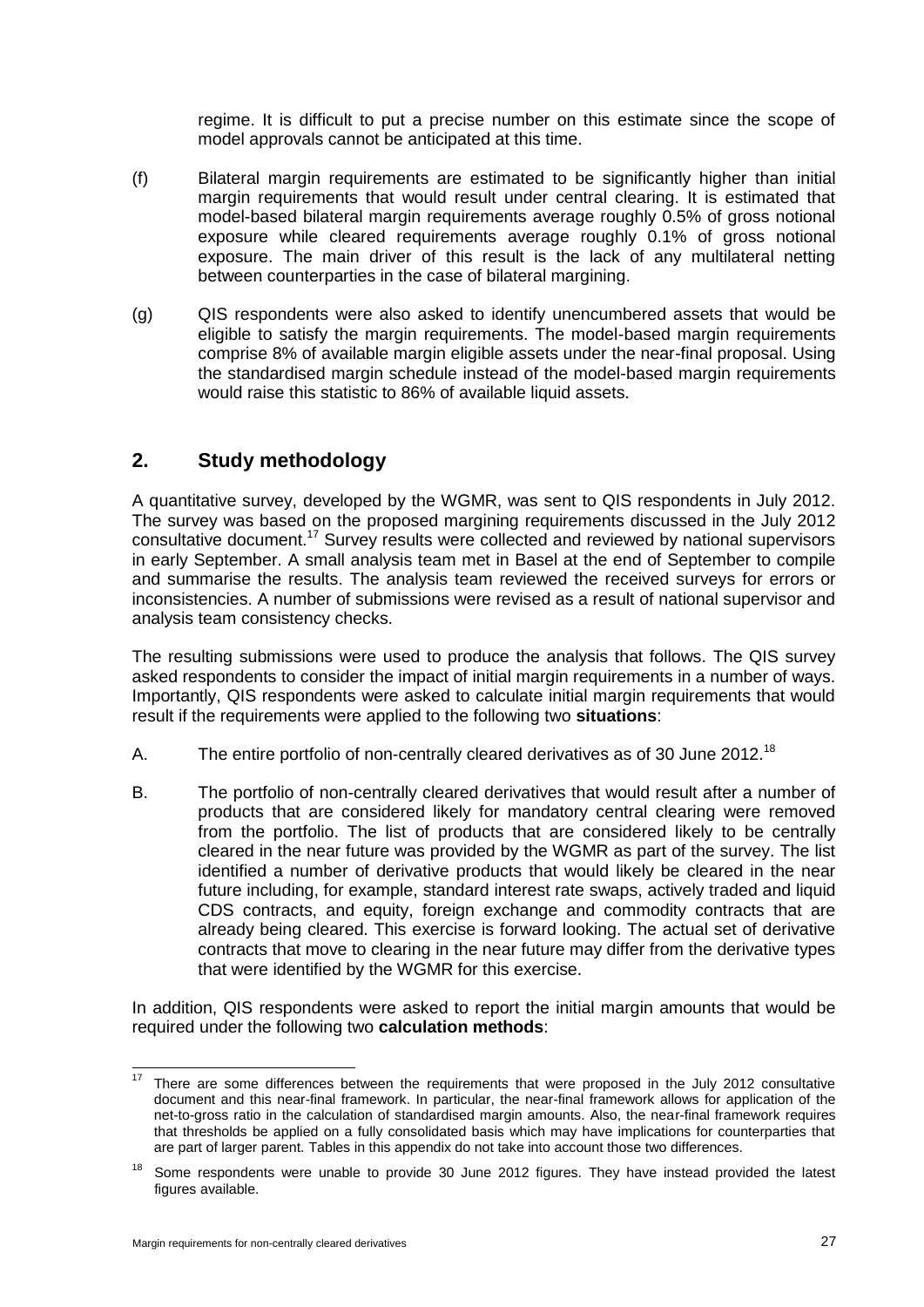regime. It is difficult to put a precise number on this estimate since the scope of model approvals cannot be anticipated at this time.

(f) Bilateral margin requirements are estimated to be significantly higher than initial margin requirements that would result under central clearing. It is estimated that model-based bilateral margin requirements average roughly 0.5% of gross notional exposure while cleared requirements average roughly 0.1% of gross notional exposure. The main driver of this result is the lack of any multilateral netting between counterparties in the case of bilateral margining.

(g) QIS respondents were also asked to identify unencumbered assets that would be eligible to satisfy the margin requirements. The model-based margin requirements comprise 8% of available margin eligible assets under the near-final proposal. Using the standardised margin schedule instead of the model-based margin requirements would raise this statistic to 86% of available liquid assets.

## 2. Study methodology

A quantitative survey, developed by the WGMR, was sent to QIS respondents in July 2012. The survey was based on the proposed margining requirements discussed in the July 2012 consultative document.[17] Survey results were collected and reviewed by national supervisors in early September. A small analysis team met in Basel at the end of September to compile and summarise the results. The analysis team reviewed the received surveys for errors or inconsistencies. A number of submissions were revised as a result of national supervisor and analysis team consistency checks.

The resulting submissions were used to produce the analysis that follows. The QIS survey asked respondents to consider the impact of initial margin requirements in a number of ways. Importantly, QIS respondents were asked to calculate initial margin requirements that would result if the requirements were applied to the following two **situations**:

A. The entire portfolio of non-centrally cleared derivatives as of 30 June 2012.[18]

B. The portfolio of non-centrally cleared derivatives that would result after a number of products that are considered likely for mandatory central clearing were removed from the portfolio. The list of products that are considered likely to be centrally cleared in the near future was provided by the WGMR as part of the survey. The list identified a number of derivative products that would likely be cleared in the near future including, for example, standard interest rate swaps, actively traded and liquid CDS contracts, and equity, foreign exchange and commodity contracts that are already being cleared. This exercise is forward looking. The actual set of derivative contracts that move to clearing in the near future may differ from the derivative types that were identified by the WGMR for this exercise.

In addition, QIS respondents were asked to report the initial margin amounts that would be required under the following two **calculation methods**:

[17] There are some differences between the requirements that were proposed in the July 2012 consultative document and this near-final framework. In particular, the near-final framework allows for application of the net-to-gross ratio in the calculation of standardised margin amounts. Also, the near-final framework requires that thresholds be applied on a fully consolidated basis which may have implications for counterparties that are part of larger parent. Tables in this appendix do not take into account those two differences.

[18] Some respondents were unable to provide 30 June 2012 figures. They have instead provided the latest figures available.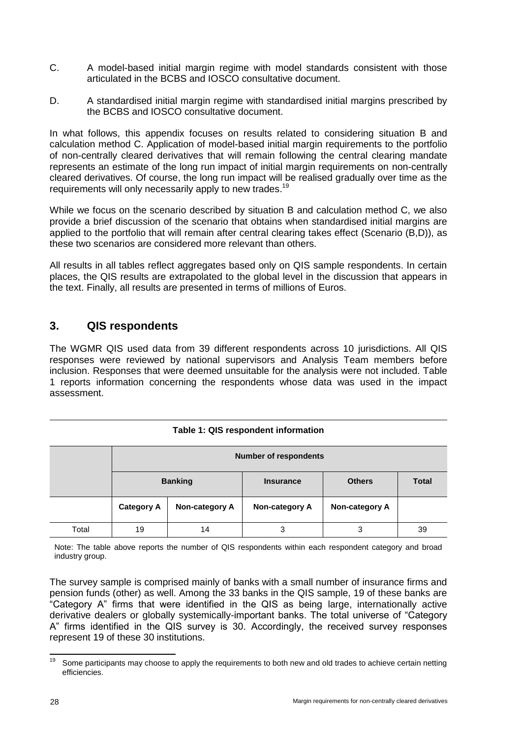C. A model-based initial margin regime with model standards consistent with those articulated in the BCBS and IOSCO consultative document.

D. A standardised initial margin regime with standardised initial margins prescribed by the BCBS and IOSCO consultative document.

In what follows, this appendix focuses on results related to considering situation B and calculation method C. Application of model-based initial margin requirements to the portfolio of non-centrally cleared derivatives that will remain following the central clearing mandate represents an estimate of the long run impact of initial margin requirements on non-centrally cleared derivatives. Of course, the long run impact will be realised gradually over time as the requirements will only necessarily apply to new trades.[19]

While we focus on the scenario described by situation B and calculation method C, we also provide a brief discussion of the scenario that obtains when standardised initial margins are applied to the portfolio that will remain after central clearing takes effect (Scenario (B,D)), as these two scenarios are considered more relevant than others.

All results in all tables reflect aggregates based only on QIS sample respondents. In certain places, the QIS results are extrapolated to the global level in the discussion that appears in the text. Finally, all results are presented in terms of millions of Euros.

## 3. QIS respondents

The WGMR QIS used data from 39 different respondents across 10 jurisdictions. All QIS responses were reviewed by national supervisors and Analysis Team members before inclusion. Responses that were deemed unsuitable for the analysis were not included. Table 1 reports information concerning the respondents whose data was used in the impact assessment.

**Table 1: QIS respondent information**

| | Number of respondents | | | | |
|---|---|---|---|---|---|
| | Banking | | Insurance | Others | Total |
| | Category A | Non-category A | Non-category A | Non-category A | |
| Total | 19 | 14 | 3 | 3 | 39 |

Note: The table above reports the number of QIS respondents within each respondent category and broad industry group.

The survey sample is comprised mainly of banks with a small number of insurance firms and pension funds (other) as well. Among the 33 banks in the QIS sample, 19 of these banks are "Category A" firms that were identified in the QIS as being large, internationally active derivative dealers or globally systemically-important banks. The total universe of "Category A" firms identified in the QIS survey is 30. Accordingly, the received survey responses represent 19 of these 30 institutions.

[19] Some participants may choose to apply the requirements to both new and old trades to achieve certain netting efficiencies.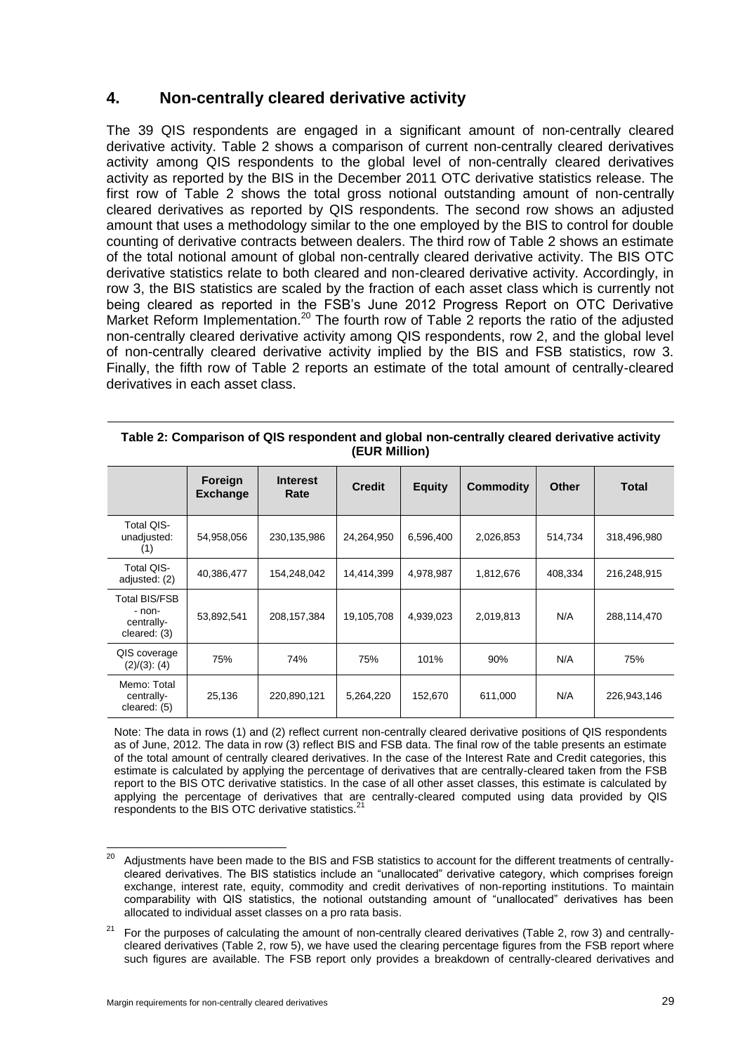## 4. Non-centrally cleared derivative activity

The 39 QIS respondents are engaged in a significant amount of non-centrally cleared derivative activity. Table 2 shows a comparison of current non-centrally cleared derivatives activity among QIS respondents to the global level of non-centrally cleared derivatives activity as reported by the BIS in the December 2011 OTC derivative statistics release. The first row of Table 2 shows the total gross notional outstanding amount of non-centrally cleared derivatives as reported by QIS respondents. The second row shows an adjusted amount that uses a methodology similar to the one employed by the BIS to control for double counting of derivative contracts between dealers. The third row of Table 2 shows an estimate of the total notional amount of global non-centrally cleared derivative activity. The BIS OTC derivative statistics relate to both cleared and non-cleared derivative activity. Accordingly, in row 3, the BIS statistics are scaled by the fraction of each asset class which is currently not being cleared as reported in the FSB's June 2012 Progress Report on OTC Derivative Market Reform Implementation.[20] The fourth row of Table 2 reports the ratio of the adjusted non-centrally cleared derivative activity among QIS respondents, row 2, and the global level of non-centrally cleared derivative activity implied by the BIS and FSB statistics, row 3. Finally, the fifth row of Table 2 reports an estimate of the total amount of centrally-cleared derivatives in each asset class.

**Table 2: Comparison of QIS respondent and global non-centrally cleared derivative activity (EUR Million)**

| | Foreign Exchange | Interest Rate | Credit | Equity | Commodity | Other | Total |
|---|---|---|---|---|---|---|---|
| Total QIS-unadjusted: (1) | 54,958,056 | 230,135,986 | 24,264,950 | 6,596,400 | 2,026,853 | 514,734 | 318,496,980 |
| Total QIS-adjusted: (2) | 40,386,477 | 154,248,042 | 14,414,399 | 4,978,987 | 1,812,676 | 408,334 | 216,248,915 |
| Total BIS/FSB - non-centrally-cleared: (3) | 53,892,541 | 208,157,384 | 19,105,708 | 4,939,023 | 2,019,813 | N/A | 288,114,470 |
| QIS coverage (2)/(3): (4) | 75% | 74% | 75% | 101% | 90% | N/A | 75% |
| Memo: Total centrally-cleared: (5) | 25,136 | 220,890,121 | 5,264,220 | 152,670 | 611,000 | N/A | 226,943,146 |

Note: The data in rows (1) and (2) reflect current non-centrally cleared derivative positions of QIS respondents as of June, 2012. The data in row (3) reflect BIS and FSB data. The final row of the table presents an estimate of the total amount of centrally cleared derivatives. In the case of the Interest Rate and Credit categories, this estimate is calculated by applying the percentage of derivatives that are centrally-cleared taken from the FSB report to the BIS OTC derivative statistics. In the case of all other asset classes, this estimate is calculated by applying the percentage of derivatives that are centrally-cleared computed using data provided by QIS respondents to the BIS OTC derivative statistics.[21]

[20] Adjustments have been made to the BIS and FSB statistics to account for the different treatments of centrally-cleared derivatives. The BIS statistics include an "unallocated" derivative category, which comprises foreign exchange, interest rate, equity, commodity and credit derivatives of non-reporting institutions. To maintain comparability with QIS statistics, the notional outstanding amount of "unallocated" derivatives has been allocated to individual asset classes on a pro rata basis.

[21] For the purposes of calculating the amount of non-centrally cleared derivatives (Table 2, row 3) and centrally-cleared derivatives (Table 2, row 5), we have used the clearing percentage figures from the FSB report where such figures are available. The FSB report only provides a breakdown of centrally-cleared derivatives and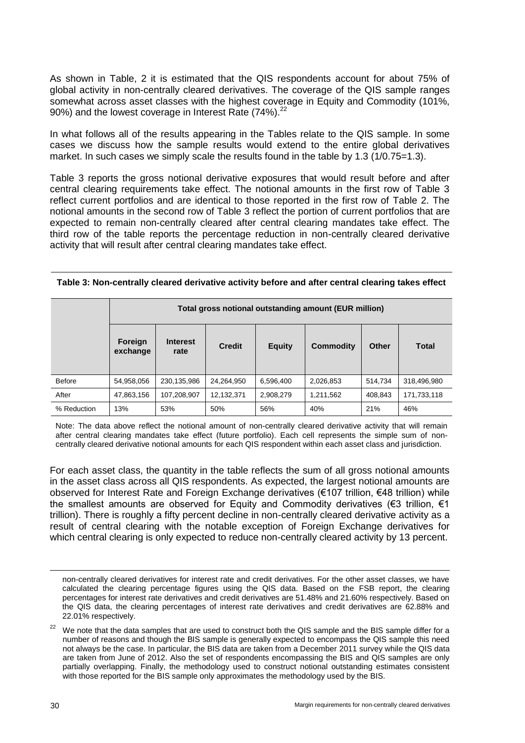As shown in Table, 2 it is estimated that the QIS respondents account for about 75% of global activity in non-centrally cleared derivatives. The coverage of the QIS sample ranges somewhat across asset classes with the highest coverage in Equity and Commodity (101%, 90%) and the lowest coverage in Interest Rate (74%).[22]

In what follows all of the results appearing in the Tables relate to the QIS sample. In some cases we discuss how the sample results would extend to the entire global derivatives market. In such cases we simply scale the results found in the table by 1.3 (1/0.75=1.3).

Table 3 reports the gross notional derivative exposures that would result before and after central clearing requirements take effect. The notional amounts in the first row of Table 3 reflect current portfolios and are identical to those reported in the first row of Table 2. The notional amounts in the second row of Table 3 reflect the portion of current portfolios that are expected to remain non-centrally cleared after central clearing mandates take effect. The third row of the table reports the percentage reduction in non-centrally cleared derivative activity that will result after central clearing mandates take effect.

**Table 3: Non-centrally cleared derivative activity before and after central clearing takes effect**

| | Total gross notional outstanding amount (EUR million) | | | | | | |
|---|---|---|---|---|---|---|---|
| | **Foreign exchange** | **Interest rate** | **Credit** | **Equity** | **Commodity** | **Other** | **Total** |
| Before | 54,958,056 | 230,135,986 | 24,264,950 | 6,596,400 | 2,026,853 | 514,734 | 318,496,980 |
| After | 47,863,156 | 107,208,907 | 12,132,371 | 2,908,279 | 1,211,562 | 408,843 | 171,733,118 |
| % Reduction | 13% | 53% | 50% | 56% | 40% | 21% | 46% |

Note: The data above reflect the notional amount of non-centrally cleared derivative activity that will remain after central clearing mandates take effect (future portfolio). Each cell represents the simple sum of non-centrally cleared derivative notional amounts for each QIS respondent within each asset class and jurisdiction.

For each asset class, the quantity in the table reflects the sum of all gross notional amounts in the asset class across all QIS respondents. As expected, the largest notional amounts are observed for Interest Rate and Foreign Exchange derivatives (€107 trillion, €48 trillion) while the smallest amounts are observed for Equity and Commodity derivatives (€3 trillion, €1 trillion). There is roughly a fifty percent decline in non-centrally cleared derivative activity as a result of central clearing with the notable exception of Foreign Exchange derivatives for which central clearing is only expected to reduce non-centrally cleared activity by 13 percent.

non-centrally cleared derivatives for interest rate and credit derivatives. For the other asset classes, we have calculated the clearing percentage figures using the QIS data. Based on the FSB report, the clearing percentages for interest rate derivatives and credit derivatives are 51.48% and 21.60% respectively. Based on the QIS data, the clearing percentages of interest rate derivatives and credit derivatives are 62.88% and 22.01% respectively.

[22] We note that the data samples that are used to construct both the QIS sample and the BIS sample differ for a number of reasons and though the BIS sample is generally expected to encompass the QIS sample this need not always be the case. In particular, the BIS data are taken from a December 2011 survey while the QIS data are taken from June of 2012. Also the set of respondents encompassing the BIS and QIS samples are only partially overlapping. Finally, the methodology used to construct notional outstanding estimates consistent with those reported for the BIS sample only approximates the methodology used by the BIS.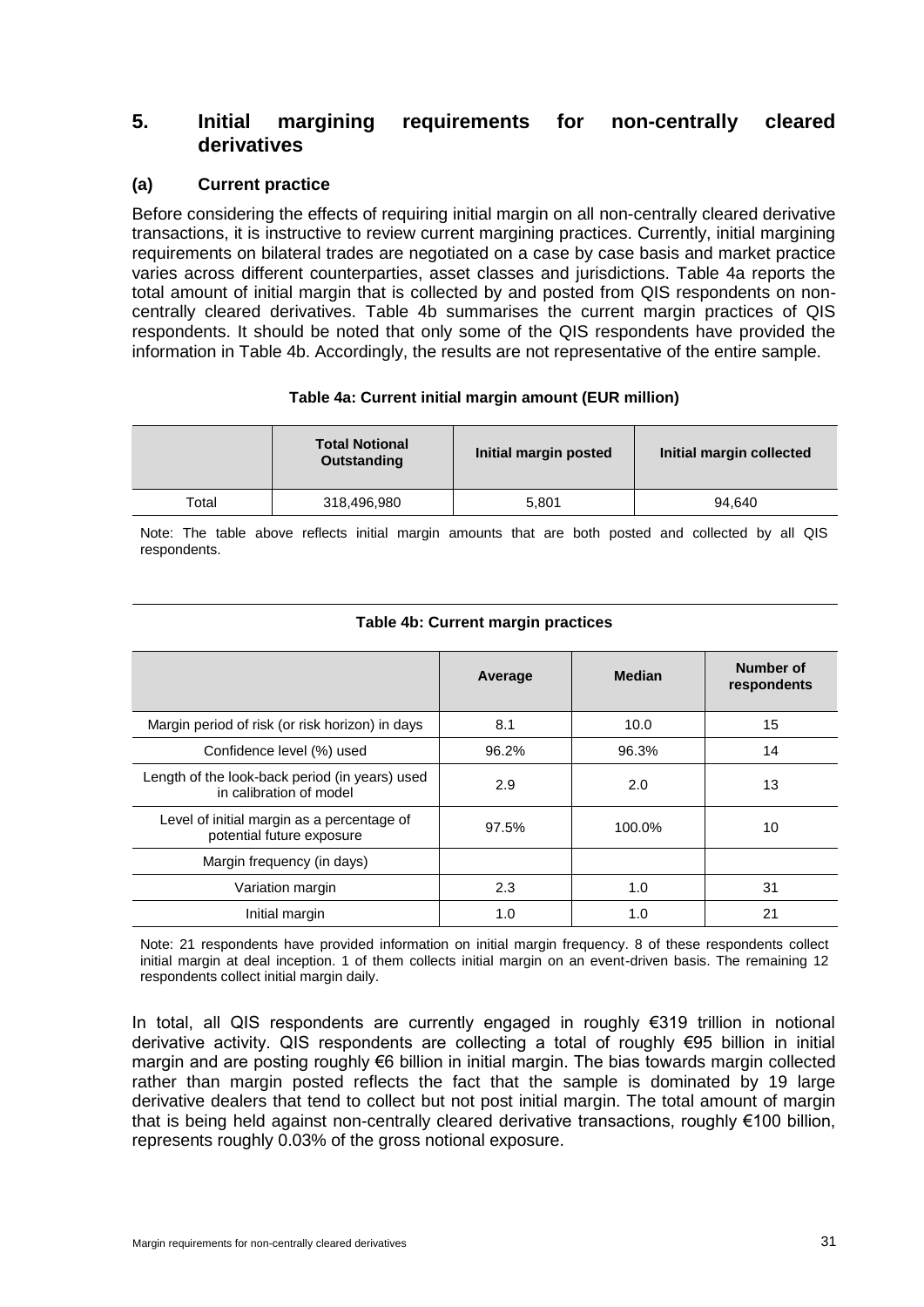## 5. Initial margining requirements for non-centrally cleared derivatives

### (a) Current practice

Before considering the effects of requiring initial margin on all non-centrally cleared derivative transactions, it is instructive to review current margining practices. Currently, initial margining requirements on bilateral trades are negotiated on a case by case basis and market practice varies across different counterparties, asset classes and jurisdictions. Table 4a reports the total amount of initial margin that is collected by and posted from QIS respondents on non-centrally cleared derivatives. Table 4b summarises the current margin practices of QIS respondents. It should be noted that only some of the QIS respondents have provided the information in Table 4b. Accordingly, the results are not representative of the entire sample.

**Table 4a: Current initial margin amount (EUR million)**

| | Total Notional Outstanding | Initial margin posted | Initial margin collected |
|---|---|---|---|
| Total | 318,496,980 | 5,801 | 94,640 |

Note: The table above reflects initial margin amounts that are both posted and collected by all QIS respondents.

**Table 4b: Current margin practices**

| | Average | Median | Number of respondents |
|---|---|---|---|
| Margin period of risk (or risk horizon) in days | 8.1 | 10.0 | 15 |
| Confidence level (%) used | 96.2% | 96.3% | 14 |
| Length of the look-back period (in years) used in calibration of model | 2.9 | 2.0 | 13 |
| Level of initial margin as a percentage of potential future exposure | 97.5% | 100.0% | 10 |
| Margin frequency (in days) | | | |
| Variation margin | 2.3 | 1.0 | 31 |
| Initial margin | 1.0 | 1.0 | 21 |

Note: 21 respondents have provided information on initial margin frequency. 8 of these respondents collect initial margin at deal inception. 1 of them collects initial margin on an event-driven basis. The remaining 12 respondents collect initial margin daily.

In total, all QIS respondents are currently engaged in roughly €319 trillion in notional derivative activity. QIS respondents are collecting a total of roughly €95 billion in initial margin and are posting roughly €6 billion in initial margin. The bias towards margin collected rather than margin posted reflects the fact that the sample is dominated by 19 large derivative dealers that tend to collect but not post initial margin. The total amount of margin that is being held against non-centrally cleared derivative transactions, roughly €100 billion, represents roughly 0.03% of the gross notional exposure.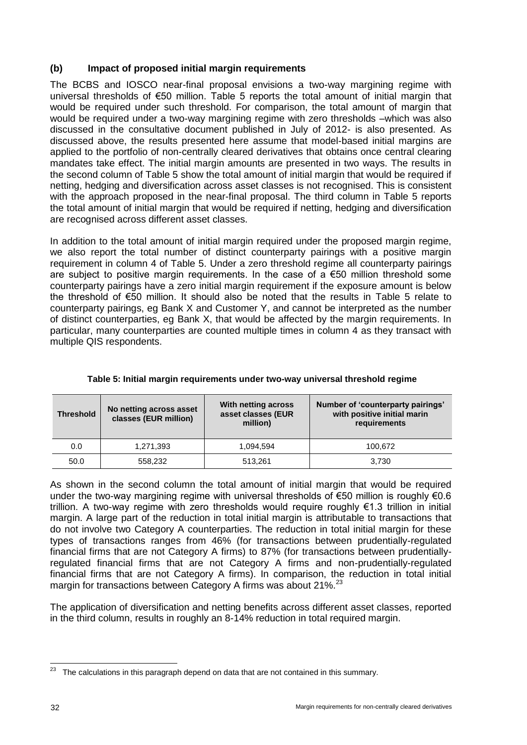### (b) Impact of proposed initial margin requirements

The BCBS and IOSCO near-final proposal envisions a two-way margining regime with universal thresholds of €50 million. Table 5 reports the total amount of initial margin that would be required under such threshold. For comparison, the total amount of margin that would be required under a two-way margining regime with zero thresholds –which was also discussed in the consultative document published in July of 2012- is also presented. As discussed above, the results presented here assume that model-based initial margins are applied to the portfolio of non-centrally cleared derivatives that obtains once central clearing mandates take effect. The initial margin amounts are presented in two ways. The results in the second column of Table 5 show the total amount of initial margin that would be required if netting, hedging and diversification across asset classes is not recognised. This is consistent with the approach proposed in the near-final proposal. The third column in Table 5 reports the total amount of initial margin that would be required if netting, hedging and diversification are recognised across different asset classes.

In addition to the total amount of initial margin required under the proposed margin regime, we also report the total number of distinct counterparty pairings with a positive margin requirement in column 4 of Table 5. Under a zero threshold regime all counterparty pairings are subject to positive margin requirements. In the case of a €50 million threshold some counterparty pairings have a zero initial margin requirement if the exposure amount is below the threshold of €50 million. It should also be noted that the results in Table 5 relate to counterparty pairings, eg Bank X and Customer Y, and cannot be interpreted as the number of distinct counterparties, eg Bank X, that would be affected by the margin requirements. In particular, many counterparties are counted multiple times in column 4 as they transact with multiple QIS respondents.

**Table 5: Initial margin requirements under two-way universal threshold regime**

| Threshold | No netting across asset classes (EUR million) | With netting across asset classes (EUR million) | Number of 'counterparty pairings' with positive initial marin requirements |
|---|---|---|---|
| 0.0 | 1,271,393 | 1,094,594 | 100,672 |
| 50.0 | 558,232 | 513,261 | 3,730 |

As shown in the second column the total amount of initial margin that would be required under the two-way margining regime with universal thresholds of €50 million is roughly €0.6 trillion. A two-way regime with zero thresholds would require roughly €1.3 trillion in initial margin. A large part of the reduction in total initial margin is attributable to transactions that do not involve two Category A counterparties. The reduction in total initial margin for these types of transactions ranges from 46% (for transactions between prudentially-regulated financial firms that are not Category A firms) to 87% (for transactions between prudentially-regulated financial firms that are not Category A firms and non-prudentially-regulated financial firms that are not Category A firms). In comparison, the reduction in total initial margin for transactions between Category A firms was about 21%.[23]

The application of diversification and netting benefits across different asset classes, reported in the third column, results in roughly an 8-14% reduction in total required margin.

[23] The calculations in this paragraph depend on data that are not contained in this summary.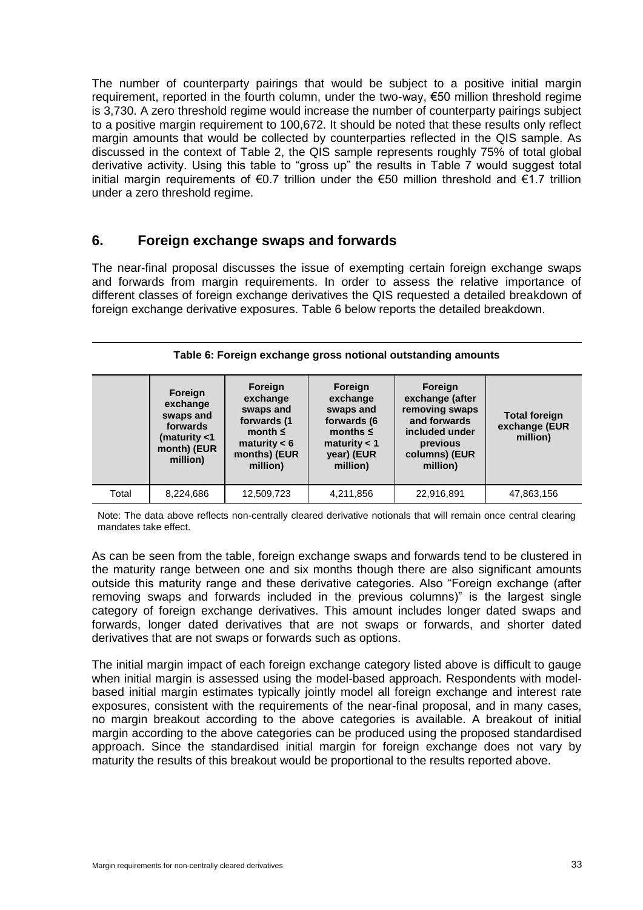The number of counterparty pairings that would be subject to a positive initial margin requirement, reported in the fourth column, under the two-way, €50 million threshold regime is 3,730. A zero threshold regime would increase the number of counterparty pairings subject to a positive margin requirement to 100,672. It should be noted that these results only reflect margin amounts that would be collected by counterparties reflected in the QIS sample. As discussed in the context of Table 2, the QIS sample represents roughly 75% of total global derivative activity. Using this table to "gross up" the results in Table 7 would suggest total initial margin requirements of €0.7 trillion under the €50 million threshold and €1.7 trillion under a zero threshold regime.

## 6. Foreign exchange swaps and forwards

The near-final proposal discusses the issue of exempting certain foreign exchange swaps and forwards from margin requirements. In order to assess the relative importance of different classes of foreign exchange derivatives the QIS requested a detailed breakdown of foreign exchange derivative exposures. Table 6 below reports the detailed breakdown.

**Table 6: Foreign exchange gross notional outstanding amounts**

| | Foreign exchange swaps and forwards (maturity <1 month) (EUR million) | Foreign exchange swaps and forwards (1 month ≤ maturity < 6 months) (EUR million) | Foreign exchange swaps and forwards (6 months ≤ maturity < 1 year) (EUR million) | Foreign exchange (after removing swaps and forwards included under previous columns) (EUR million) | Total foreign exchange (EUR million) |
|---|---|---|---|---|---|
| Total | 8,224,686 | 12,509,723 | 4,211,856 | 22,916,891 | 47,863,156 |

Note: The data above reflects non-centrally cleared derivative notionals that will remain once central clearing mandates take effect.

As can be seen from the table, foreign exchange swaps and forwards tend to be clustered in the maturity range between one and six months though there are also significant amounts outside this maturity range and these derivative categories. Also "Foreign exchange (after removing swaps and forwards included in the previous columns)" is the largest single category of foreign exchange derivatives. This amount includes longer dated swaps and forwards, longer dated derivatives that are not swaps or forwards, and shorter dated derivatives that are not swaps or forwards such as options.

The initial margin impact of each foreign exchange category listed above is difficult to gauge when initial margin is assessed using the model-based approach. Respondents with model-based initial margin estimates typically jointly model all foreign exchange and interest rate exposures, consistent with the requirements of the near-final proposal, and in many cases, no margin breakout according to the above categories is available. A breakout of initial margin according to the above categories can be produced using the proposed standardised approach. Since the standardised initial margin for foreign exchange does not vary by maturity the results of this breakout would be proportional to the results reported above.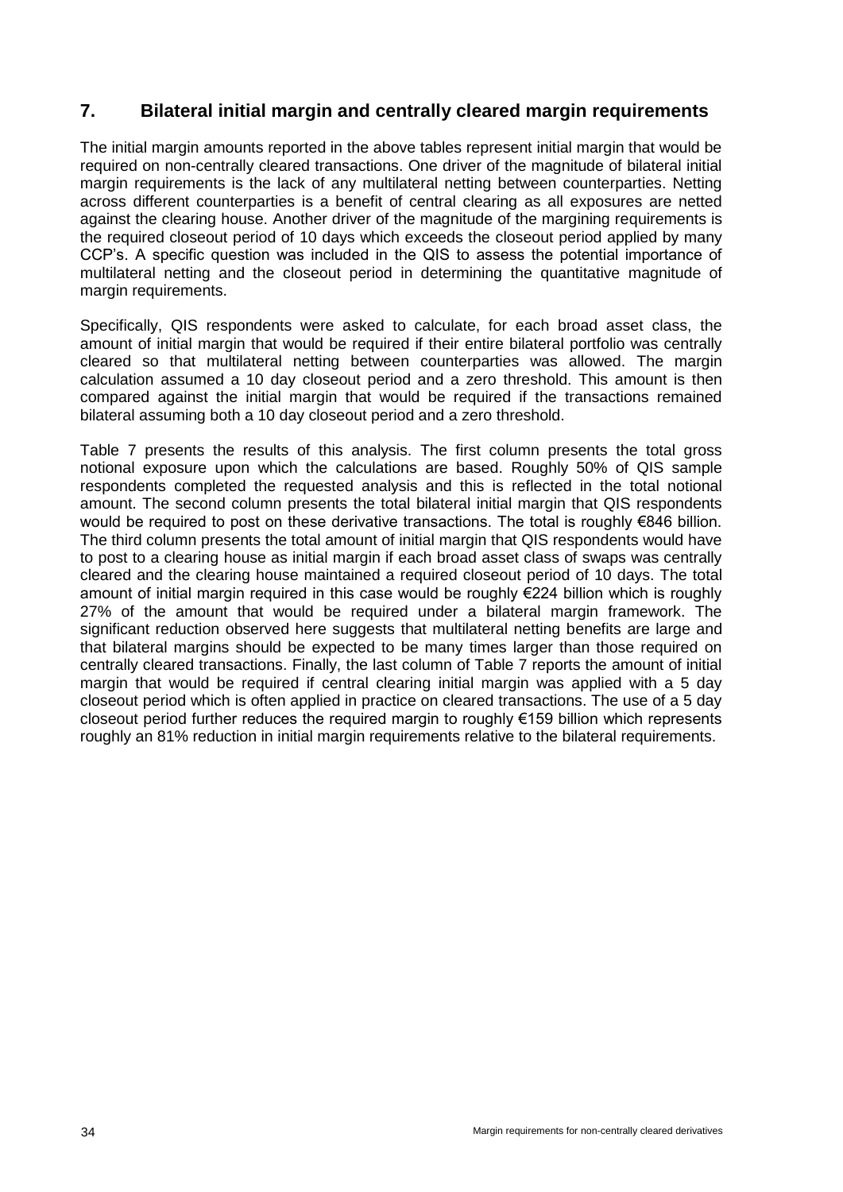## 7. Bilateral initial margin and centrally cleared margin requirements

The initial margin amounts reported in the above tables represent initial margin that would be required on non-centrally cleared transactions. One driver of the magnitude of bilateral initial margin requirements is the lack of any multilateral netting between counterparties. Netting across different counterparties is a benefit of central clearing as all exposures are netted against the clearing house. Another driver of the magnitude of the margining requirements is the required closeout period of 10 days which exceeds the closeout period applied by many CCP's. A specific question was included in the QIS to assess the potential importance of multilateral netting and the closeout period in determining the quantitative magnitude of margin requirements.

Specifically, QIS respondents were asked to calculate, for each broad asset class, the amount of initial margin that would be required if their entire bilateral portfolio was centrally cleared so that multilateral netting between counterparties was allowed. The margin calculation assumed a 10 day closeout period and a zero threshold. This amount is then compared against the initial margin that would be required if the transactions remained bilateral assuming both a 10 day closeout period and a zero threshold.

Table 7 presents the results of this analysis. The first column presents the total gross notional exposure upon which the calculations are based. Roughly 50% of QIS sample respondents completed the requested analysis and this is reflected in the total notional amount. The second column presents the total bilateral initial margin that QIS respondents would be required to post on these derivative transactions. The total is roughly €846 billion. The third column presents the total amount of initial margin that QIS respondents would have to post to a clearing house as initial margin if each broad asset class of swaps was centrally cleared and the clearing house maintained a required closeout period of 10 days. The total amount of initial margin required in this case would be roughly €224 billion which is roughly 27% of the amount that would be required under a bilateral margin framework. The significant reduction observed here suggests that multilateral netting benefits are large and that bilateral margins should be expected to be many times larger than those required on centrally cleared transactions. Finally, the last column of Table 7 reports the amount of initial margin that would be required if central clearing initial margin was applied with a 5 day closeout period which is often applied in practice on cleared transactions. The use of a 5 day closeout period further reduces the required margin to roughly €159 billion which represents roughly an 81% reduction in initial margin requirements relative to the bilateral requirements.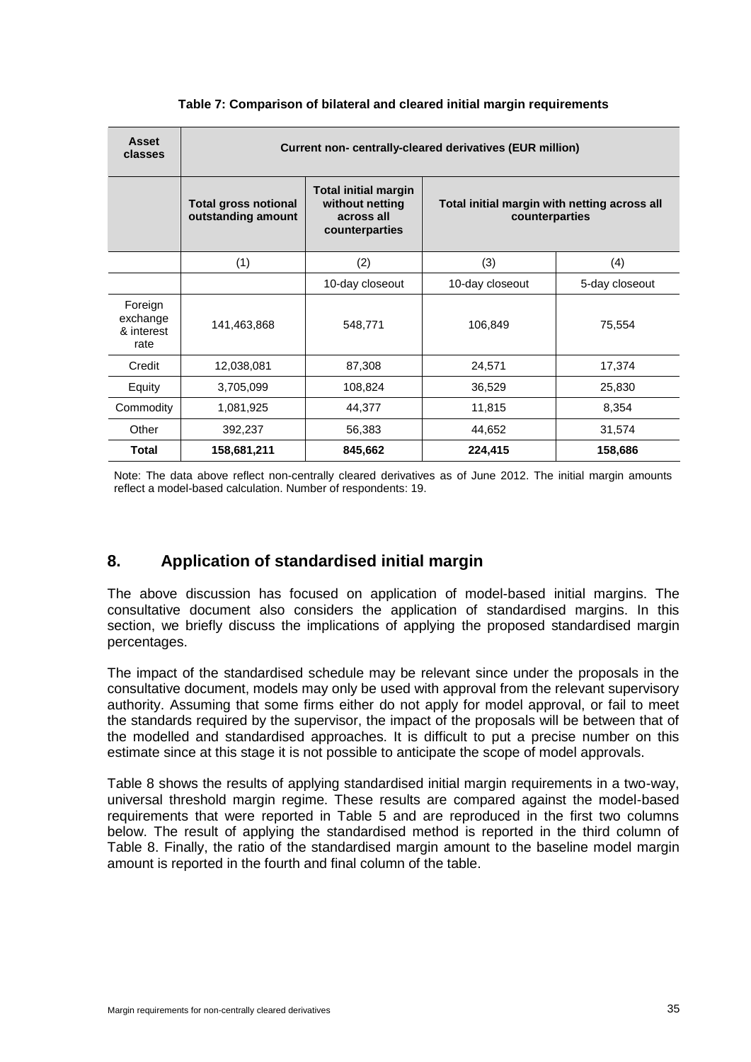**Table 7: Comparison of bilateral and cleared initial margin requirements**

| Asset classes | Current non- centrally-cleared derivatives (EUR million) | | | |
|---|---|---|---|---|
| | **Total gross notional outstanding amount** | **Total initial margin without netting across all counterparties** | **Total initial margin with netting across all counterparties** | |
| | (1) | (2) | (3) | (4) |
| | | 10-day closeout | 10-day closeout | 5-day closeout |
| Foreign exchange & interest rate | 141,463,868 | 548,771 | 106,849 | 75,554 |
| Credit | 12,038,081 | 87,308 | 24,571 | 17,374 |
| Equity | 3,705,099 | 108,824 | 36,529 | 25,830 |
| Commodity | 1,081,925 | 44,377 | 11,815 | 8,354 |
| Other | 392,237 | 56,383 | 44,652 | 31,574 |
| **Total** | **158,681,211** | **845,662** | **224,415** | **158,686** |

Note: The data above reflect non-centrally cleared derivatives as of June 2012. The initial margin amounts reflect a model-based calculation. Number of respondents: 19.

## 8. Application of standardised initial margin

The above discussion has focused on application of model-based initial margins. The consultative document also considers the application of standardised margins. In this section, we briefly discuss the implications of applying the proposed standardised margin percentages.

The impact of the standardised schedule may be relevant since under the proposals in the consultative document, models may only be used with approval from the relevant supervisory authority. Assuming that some firms either do not apply for model approval, or fail to meet the standards required by the supervisor, the impact of the proposals will be between that of the modelled and standardised approaches. It is difficult to put a precise number on this estimate since at this stage it is not possible to anticipate the scope of model approvals.

Table 8 shows the results of applying standardised initial margin requirements in a two-way, universal threshold margin regime. These results are compared against the model-based requirements that were reported in Table 5 and are reproduced in the first two columns below. The result of applying the standardised method is reported in the third column of Table 8. Finally, the ratio of the standardised margin amount to the baseline model margin amount is reported in the fourth and final column of the table.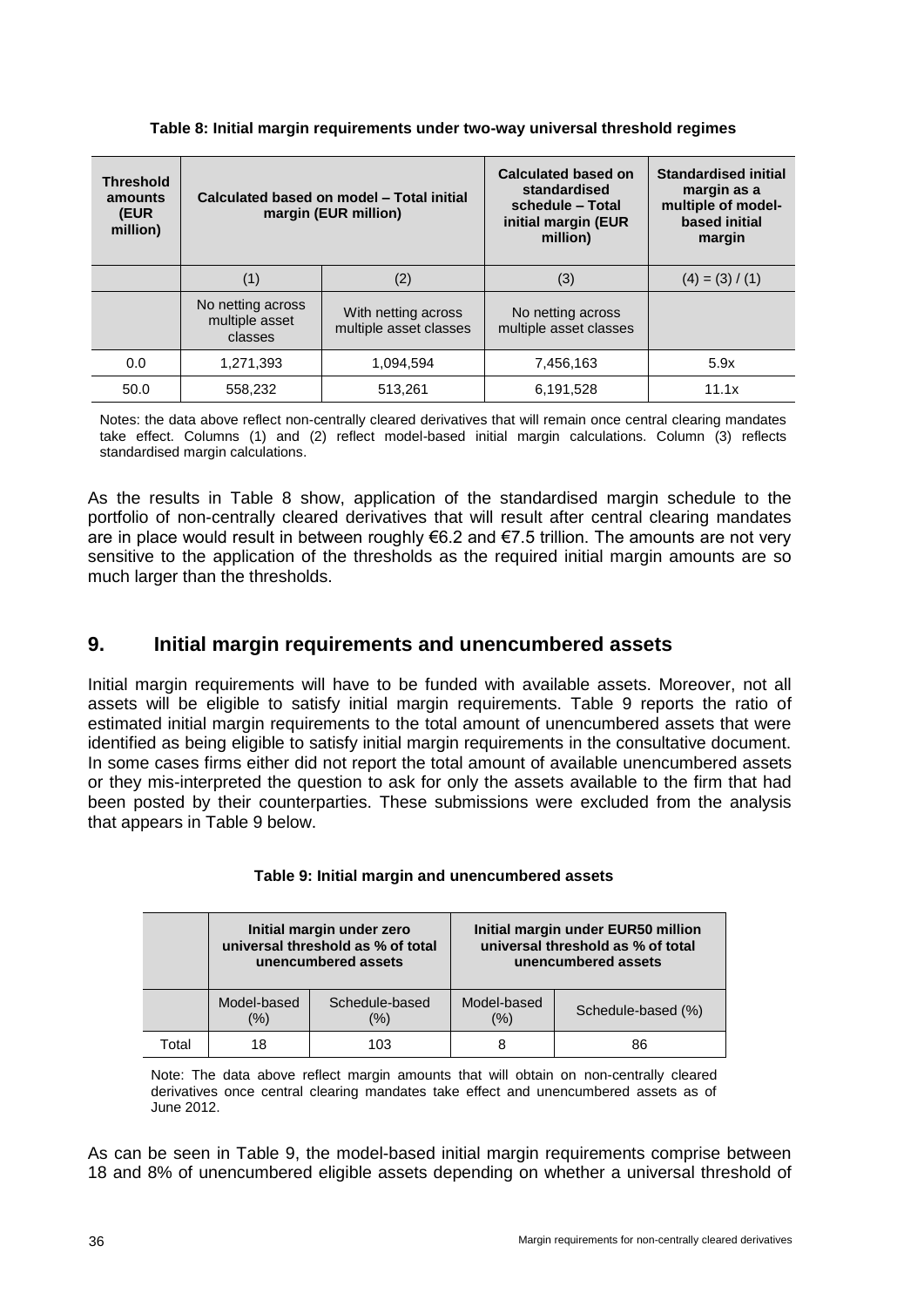**Table 8: Initial margin requirements under two-way universal threshold regimes**

| Threshold amounts (EUR million) | Calculated based on model – Total initial margin (EUR million) | | Calculated based on standardised schedule – Total initial margin (EUR million) | Standardised initial margin as a multiple of model-based initial margin |
|---|---|---|---|---|
| | (1) | (2) | (3) | (4) = (3) / (1) |
| | No netting across multiple asset classes | With netting across multiple asset classes | No netting across multiple asset classes | |
| 0.0 | 1,271,393 | 1,094,594 | 7,456,163 | 5.9x |
| 50.0 | 558,232 | 513,261 | 6,191,528 | 11.1x |

Notes: the data above reflect non-centrally cleared derivatives that will remain once central clearing mandates take effect. Columns (1) and (2) reflect model-based initial margin calculations. Column (3) reflects standardised margin calculations.

As the results in Table 8 show, application of the standardised margin schedule to the portfolio of non-centrally cleared derivatives that will result after central clearing mandates are in place would result in between roughly €6.2 and €7.5 trillion. The amounts are not very sensitive to the application of the thresholds as the required initial margin amounts are so much larger than the thresholds.

## 9. Initial margin requirements and unencumbered assets

Initial margin requirements will have to be funded with available assets. Moreover, not all assets will be eligible to satisfy initial margin requirements. Table 9 reports the ratio of estimated initial margin requirements to the total amount of unencumbered assets that were identified as being eligible to satisfy initial margin requirements in the consultative document. In some cases firms either did not report the total amount of available unencumbered assets or they mis-interpreted the question to ask for only the assets available to the firm that had been posted by their counterparties. These submissions were excluded from the analysis that appears in Table 9 below.

**Table 9: Initial margin and unencumbered assets**

| | Initial margin under zero universal threshold as % of total unencumbered assets | | Initial margin under EUR50 million universal threshold as % of total unencumbered assets | |
|---|---|---|---|---|
| | Model-based (%) | Schedule-based (%) | Model-based (%) | Schedule-based (%) |
| Total | 18 | 103 | 8 | 86 |

Note: The data above reflect margin amounts that will obtain on non-centrally cleared derivatives once central clearing mandates take effect and unencumbered assets as of June 2012.

As can be seen in Table 9, the model-based initial margin requirements comprise between 18 and 8% of unencumbered eligible assets depending on whether a universal threshold of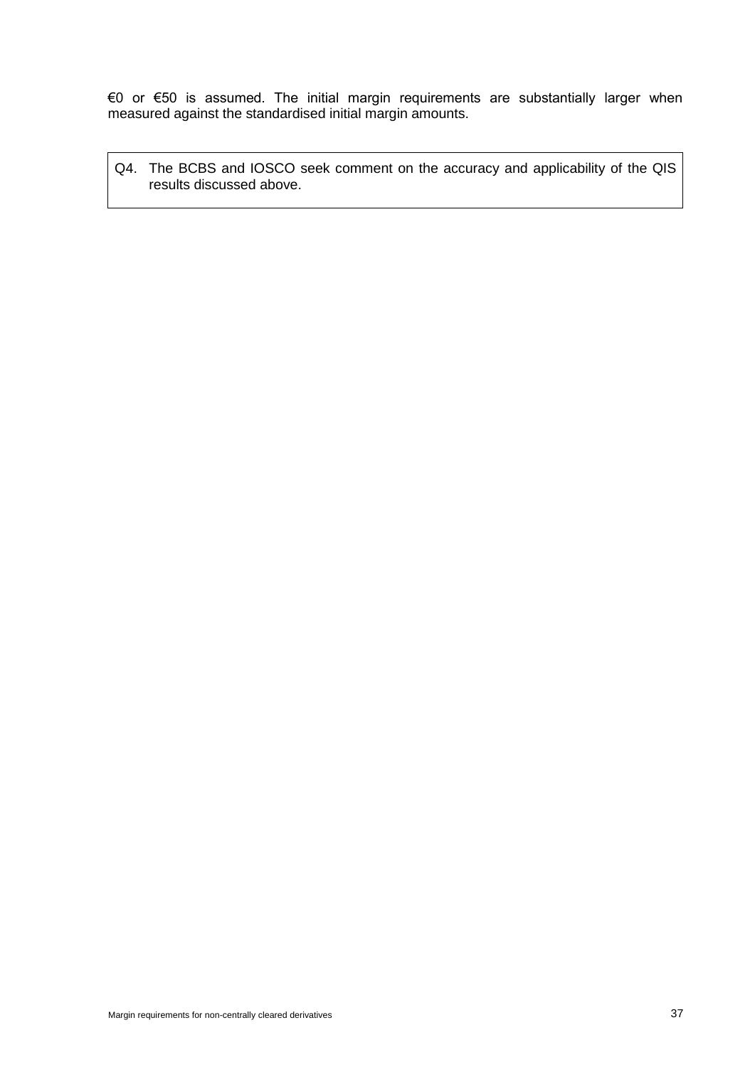€0 or €50 is assumed. The initial margin requirements are substantially larger when measured against the standardised initial margin amounts.

| |
|---|
| Q4. The BCBS and IOSCO seek comment on the accuracy and applicability of the QIS results discussed above. |